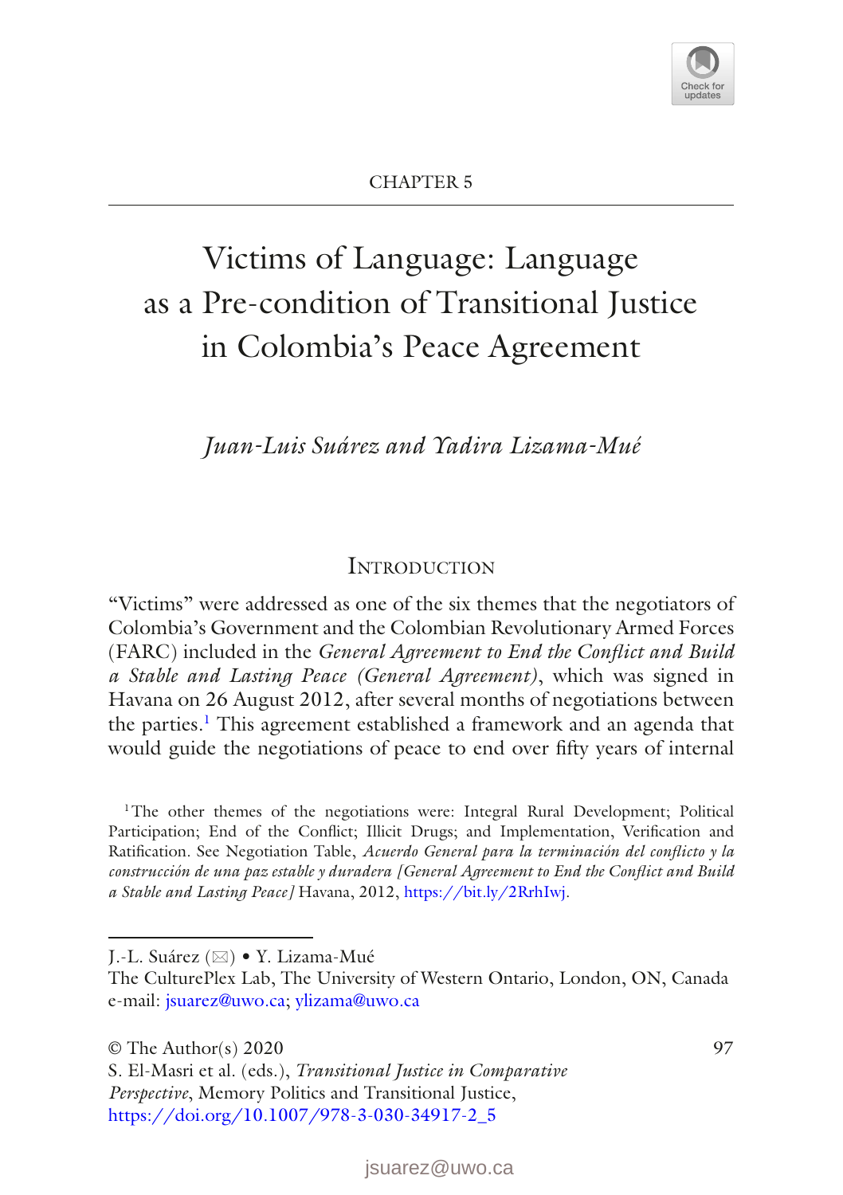CHAPTER 5

# Victims of Language: Language as a Pre-condition of Transitional Justice in Colombia's Peace Agreement

*Juan-Luis Suárez and Yadira Lizama-Mué*

## Introduction

"Victims" were addressed as one of the six themes that the negotiators of Colombia's Government and the Colombian Revolutionary Armed Forces (FARC) included in the *General Agreement to End the Conflict and Build a Stable and Lasting Peace (General Agreement)*, which was signed in Havana on 26 August 2012, after several months of negotiations between the parties.[1] This agreement established a framework and an agenda that would guide the negotiations of peace to end over fifty years of internal

[1] The other themes of the negotiations were: Integral Rural Development; Political Participation; End of the Conflict; Illicit Drugs; and Implementation, Verification and Ratification. See Negotiation Table, *Acuerdo General para la terminación del conflicto y la construcción de una paz estable y duradera [General Agreement to End the Conflict and Build a Stable and Lasting Peace]* Havana, 2012, https://bit.ly/2RrhIwj.

J.-L. Suárez (✉) • Y. Lizama-Mué
The CulturePlex Lab, The University of Western Ontario, London, ON, Canada
e-mail: jsuarez@uwo.ca; ylizama@uwo.ca

© The Author(s) 2020
S. El-Masri et al. (eds.), *Transitional Justice in Comparative Perspective*, Memory Politics and Transitional Justice,
https://doi.org/10.1007/978-3-030-34917-2_5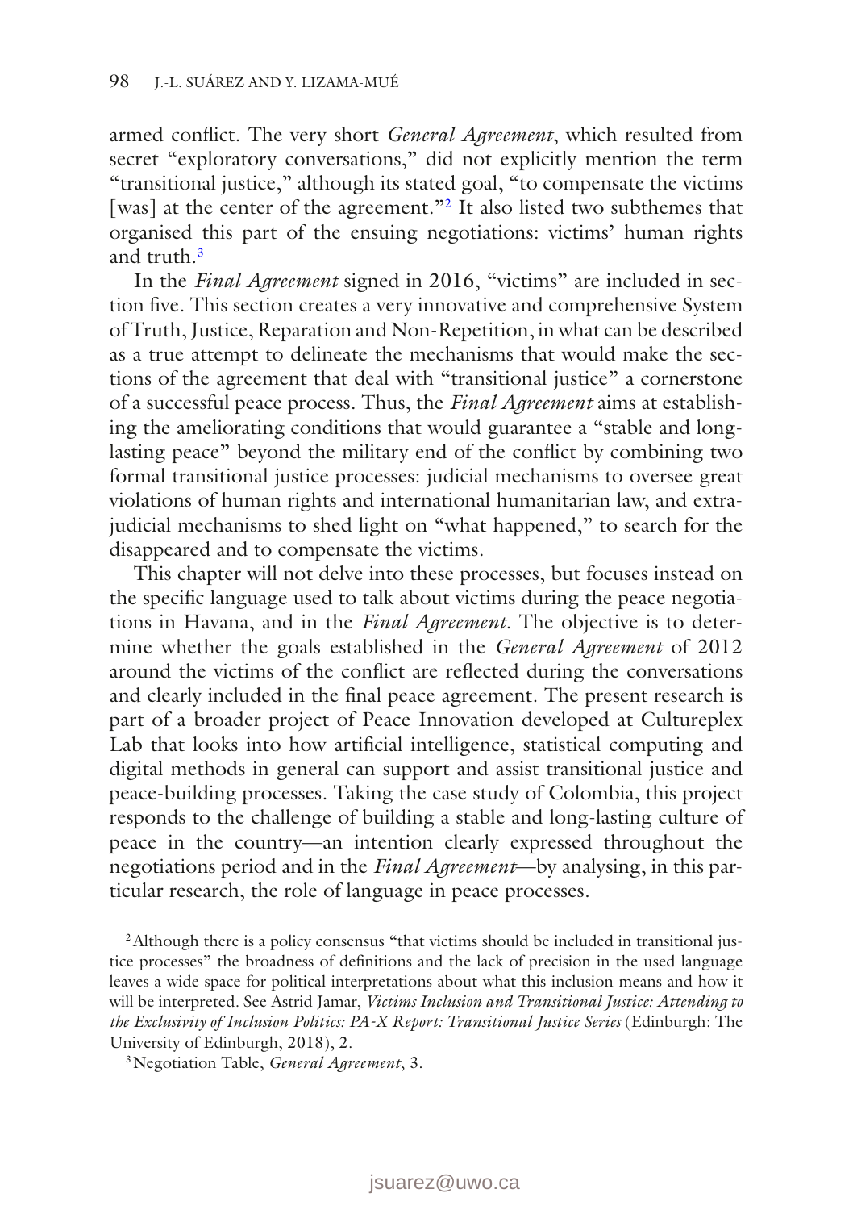armed conflict. The very short *General Agreement*, which resulted from secret "exploratory conversations," did not explicitly mention the term "transitional justice," although its stated goal, "to compensate the victims [was] at the center of the agreement."[2] It also listed two subthemes that organised this part of the ensuing negotiations: victims' human rights and truth.[3]

In the *Final Agreement* signed in 2016, "victims" are included in section five. This section creates a very innovative and comprehensive System of Truth, Justice, Reparation and Non-Repetition, in what can be described as a true attempt to delineate the mechanisms that would make the sections of the agreement that deal with "transitional justice" a cornerstone of a successful peace process. Thus, the *Final Agreement* aims at establishing the ameliorating conditions that would guarantee a "stable and long-lasting peace" beyond the military end of the conflict by combining two formal transitional justice processes: judicial mechanisms to oversee great violations of human rights and international humanitarian law, and extra-judicial mechanisms to shed light on "what happened," to search for the disappeared and to compensate the victims.

This chapter will not delve into these processes, but focuses instead on the specific language used to talk about victims during the peace negotiations in Havana, and in the *Final Agreement*. The objective is to determine whether the goals established in the *General Agreement* of 2012 around the victims of the conflict are reflected during the conversations and clearly included in the final peace agreement. The present research is part of a broader project of Peace Innovation developed at Cultureplex Lab that looks into how artificial intelligence, statistical computing and digital methods in general can support and assist transitional justice and peace-building processes. Taking the case study of Colombia, this project responds to the challenge of building a stable and long-lasting culture of peace in the country—an intention clearly expressed throughout the negotiations period and in the *Final Agreement*—by analysing, in this particular research, the role of language in peace processes.

[2] Although there is a policy consensus "that victims should be included in transitional justice processes" the broadness of definitions and the lack of precision in the used language leaves a wide space for political interpretations about what this inclusion means and how it will be interpreted. See Astrid Jamar, *Victims Inclusion and Transitional Justice: Attending to the Exclusivity of Inclusion Politics: PA-X Report: Transitional Justice Series* (Edinburgh: The University of Edinburgh, 2018), 2.

[3] Negotiation Table, *General Agreement*, 3.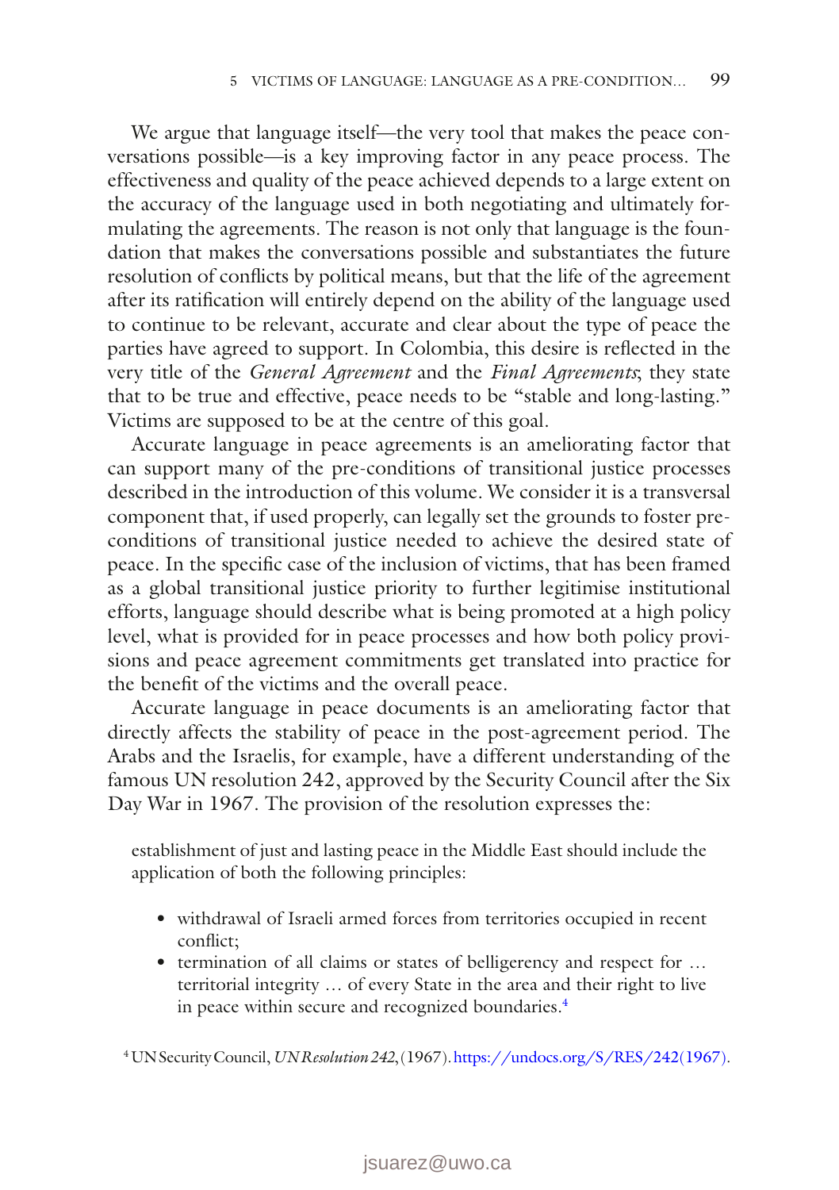We argue that language itself—the very tool that makes the peace conversations possible—is a key improving factor in any peace process. The effectiveness and quality of the peace achieved depends to a large extent on the accuracy of the language used in both negotiating and ultimately formulating the agreements. The reason is not only that language is the foundation that makes the conversations possible and substantiates the future resolution of conflicts by political means, but that the life of the agreement after its ratification will entirely depend on the ability of the language used to continue to be relevant, accurate and clear about the type of peace the parties have agreed to support. In Colombia, this desire is reflected in the very title of the *General Agreement* and the *Final Agreements*; they state that to be true and effective, peace needs to be "stable and long-lasting." Victims are supposed to be at the centre of this goal.

Accurate language in peace agreements is an ameliorating factor that can support many of the pre-conditions of transitional justice processes described in the introduction of this volume. We consider it is a transversal component that, if used properly, can legally set the grounds to foster pre-conditions of transitional justice needed to achieve the desired state of peace. In the specific case of the inclusion of victims, that has been framed as a global transitional justice priority to further legitimise institutional efforts, language should describe what is being promoted at a high policy level, what is provided for in peace processes and how both policy provisions and peace agreement commitments get translated into practice for the benefit of the victims and the overall peace.

Accurate language in peace documents is an ameliorating factor that directly affects the stability of peace in the post-agreement period. The Arabs and the Israelis, for example, have a different understanding of the famous UN resolution 242, approved by the Security Council after the Six Day War in 1967. The provision of the resolution expresses the:

> establishment of just and lasting peace in the Middle East should include the application of both the following principles:
>
> - withdrawal of Israeli armed forces from territories occupied in recent conflict;
> - termination of all claims or states of belligerency and respect for … territorial integrity … of every State in the area and their right to live in peace within secure and recognized boundaries.[4]

[4] UN Security Council, *UN Resolution 242*, (1967). https://undocs.org/S/RES/242(1967).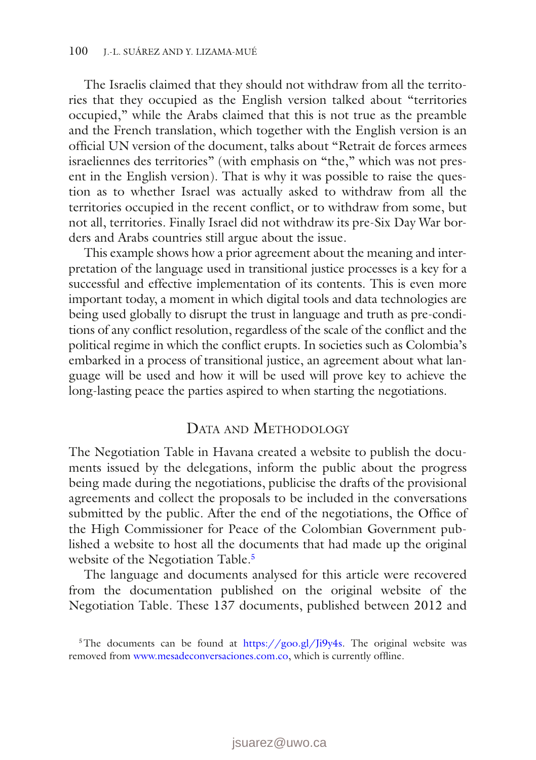The Israelis claimed that they should not withdraw from all the territories that they occupied as the English version talked about "territories occupied," while the Arabs claimed that this is not true as the preamble and the French translation, which together with the English version is an official UN version of the document, talks about "Retrait de forces armees israeliennes des territories" (with emphasis on "the," which was not present in the English version). That is why it was possible to raise the question as to whether Israel was actually asked to withdraw from all the territories occupied in the recent conflict, or to withdraw from some, but not all, territories. Finally Israel did not withdraw its pre-Six Day War borders and Arabs countries still argue about the issue.

This example shows how a prior agreement about the meaning and interpretation of the language used in transitional justice processes is a key for a successful and effective implementation of its contents. This is even more important today, a moment in which digital tools and data technologies are being used globally to disrupt the trust in language and truth as pre-conditions of any conflict resolution, regardless of the scale of the conflict and the political regime in which the conflict erupts. In societies such as Colombia's embarked in a process of transitional justice, an agreement about what language will be used and how it will be used will prove key to achieve the long-lasting peace the parties aspired to when starting the negotiations.

## Data and Methodology

The Negotiation Table in Havana created a website to publish the documents issued by the delegations, inform the public about the progress being made during the negotiations, publicise the drafts of the provisional agreements and collect the proposals to be included in the conversations submitted by the public. After the end of the negotiations, the Office of the High Commissioner for Peace of the Colombian Government published a website to host all the documents that had made up the original website of the Negotiation Table.[5]

The language and documents analysed for this article were recovered from the documentation published on the original website of the Negotiation Table. These 137 documents, published between 2012 and

[5] The documents can be found at https://goo.gl/Ji9y4s. The original website was removed from www.mesadeconversaciones.com.co, which is currently offline.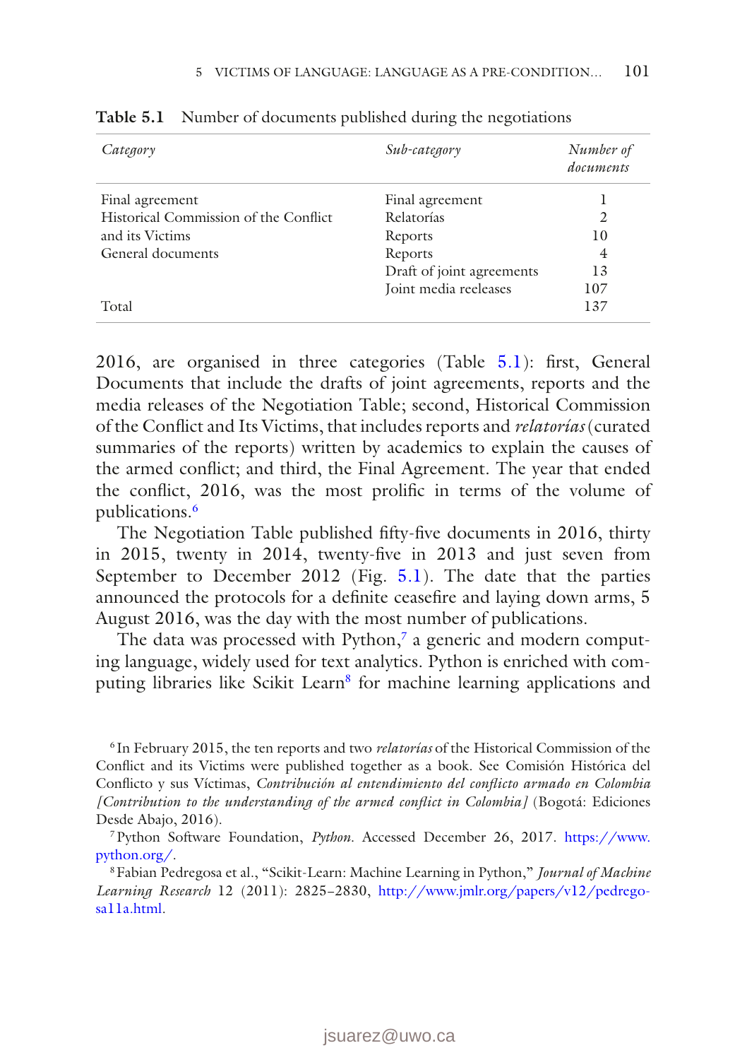Table 5.1 Number of documents published during the negotiations

| *Category* | *Sub-category* | *Number of documents* |
|---|---|---|
| Final agreement | Final agreement | 1 |
| Historical Commission of the Conflict | Relatorías | 2 |
| and its Victims | Reports | 10 |
| General documents | Reports | 4 |
| | Draft of joint agreements | 13 |
| | Joint media reeleases | 107 |
| Total | | 137 |

2016, are organised in three categories (Table 5.1): first, General Documents that include the drafts of joint agreements, reports and the media releases of the Negotiation Table; second, Historical Commission of the Conflict and Its Victims, that includes reports and *relatorías* (curated summaries of the reports) written by academics to explain the causes of the armed conflict; and third, the Final Agreement. The year that ended the conflict, 2016, was the most prolific in terms of the volume of publications.[6]

The Negotiation Table published fifty-five documents in 2016, thirty in 2015, twenty in 2014, twenty-five in 2013 and just seven from September to December 2012 (Fig. 5.1). The date that the parties announced the protocols for a definite ceasefire and laying down arms, 5 August 2016, was the day with the most number of publications.

The data was processed with Python,[7] a generic and modern computing language, widely used for text analytics. Python is enriched with computing libraries like Scikit Learn[8] for machine learning applications and

[6] In February 2015, the ten reports and two *relatorías* of the Historical Commission of the Conflict and its Victims were published together as a book. See Comisión Histórica del Conflicto y sus Víctimas, *Contribución al entendimiento del conflicto armado en Colombia [Contribution to the understanding of the armed conflict in Colombia]* (Bogotá: Ediciones Desde Abajo, 2016).

[7] Python Software Foundation, *Python*. Accessed December 26, 2017. https://www.python.org/.

[8] Fabian Pedregosa et al., "Scikit-Learn: Machine Learning in Python," *Journal of Machine Learning Research* 12 (2011): 2825–2830, http://www.jmlr.org/papers/v12/pedregosa11a.html.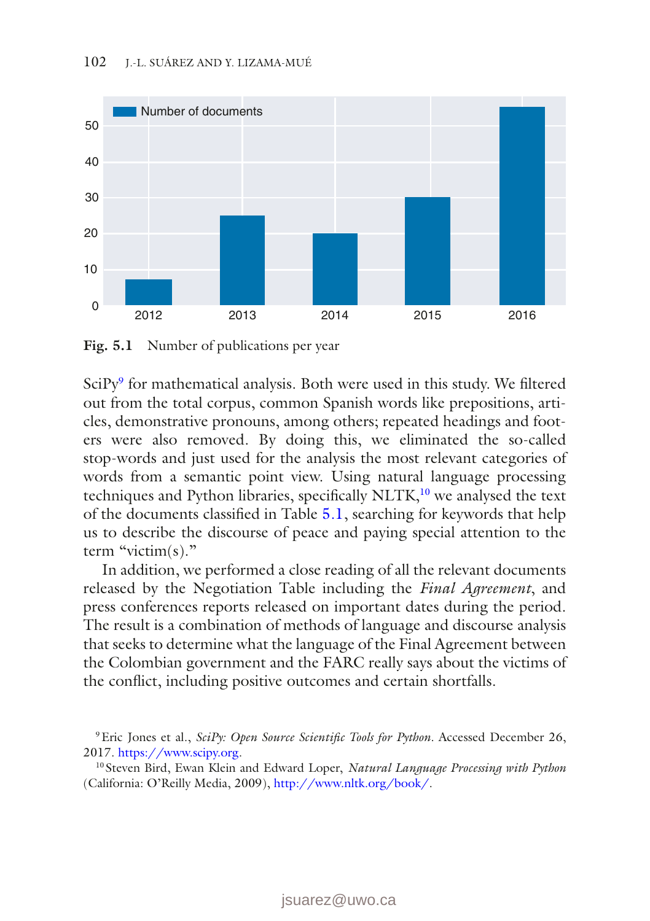**Fig. 5.1** Number of publications per year

SciPy[9] for mathematical analysis. Both were used in this study. We filtered out from the total corpus, common Spanish words like prepositions, articles, demonstrative pronouns, among others; repeated headings and footers were also removed. By doing this, we eliminated the so-called stop-words and just used for the analysis the most relevant categories of words from a semantic point view. Using natural language processing techniques and Python libraries, specifically NLTK,[10] we analysed the text of the documents classified in Table 5.1, searching for keywords that help us to describe the discourse of peace and paying special attention to the term "victim(s)."

In addition, we performed a close reading of all the relevant documents released by the Negotiation Table including the *Final Agreement*, and press conferences reports released on important dates during the period. The result is a combination of methods of language and discourse analysis that seeks to determine what the language of the Final Agreement between the Colombian government and the FARC really says about the victims of the conflict, including positive outcomes and certain shortfalls.

[9] Eric Jones et al., *SciPy: Open Source Scientific Tools for Python*. Accessed December 26, 2017. https://www.scipy.org.

[10] Steven Bird, Ewan Klein and Edward Loper, *Natural Language Processing with Python* (California: O'Reilly Media, 2009), http://www.nltk.org/book/.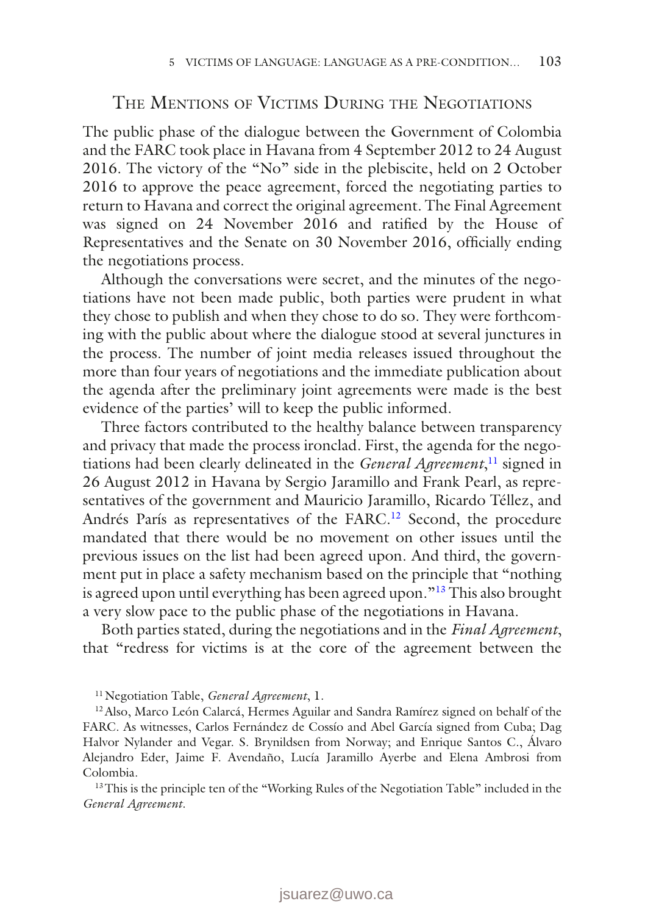## The Mentions of Victims During the Negotiations

The public phase of the dialogue between the Government of Colombia and the FARC took place in Havana from 4 September 2012 to 24 August 2016. The victory of the "No" side in the plebiscite, held on 2 October 2016 to approve the peace agreement, forced the negotiating parties to return to Havana and correct the original agreement. The Final Agreement was signed on 24 November 2016 and ratified by the House of Representatives and the Senate on 30 November 2016, officially ending the negotiations process.

Although the conversations were secret, and the minutes of the negotiations have not been made public, both parties were prudent in what they chose to publish and when they chose to do so. They were forthcoming with the public about where the dialogue stood at several junctures in the process. The number of joint media releases issued throughout the more than four years of negotiations and the immediate publication about the agenda after the preliminary joint agreements were made is the best evidence of the parties' will to keep the public informed.

Three factors contributed to the healthy balance between transparency and privacy that made the process ironclad. First, the agenda for the negotiations had been clearly delineated in the *General Agreement*,[11] signed in 26 August 2012 in Havana by Sergio Jaramillo and Frank Pearl, as representatives of the government and Mauricio Jaramillo, Ricardo Téllez, and Andrés París as representatives of the FARC.[12] Second, the procedure mandated that there would be no movement on other issues until the previous issues on the list had been agreed upon. And third, the government put in place a safety mechanism based on the principle that "nothing is agreed upon until everything has been agreed upon."[13] This also brought a very slow pace to the public phase of the negotiations in Havana.

Both parties stated, during the negotiations and in the *Final Agreement*, that "redress for victims is at the core of the agreement between the

---

[11] Negotiation Table, *General Agreement*, 1.

[12] Also, Marco León Calarcá, Hermes Aguilar and Sandra Ramírez signed on behalf of the FARC. As witnesses, Carlos Fernández de Cossío and Abel García signed from Cuba; Dag Halvor Nylander and Vegar. S. Brynildsen from Norway; and Enrique Santos C., Álvaro Alejandro Eder, Jaime F. Avendaño, Lucía Jaramillo Ayerbe and Elena Ambrosi from Colombia.

[13] This is the principle ten of the "Working Rules of the Negotiation Table" included in the *General Agreement*.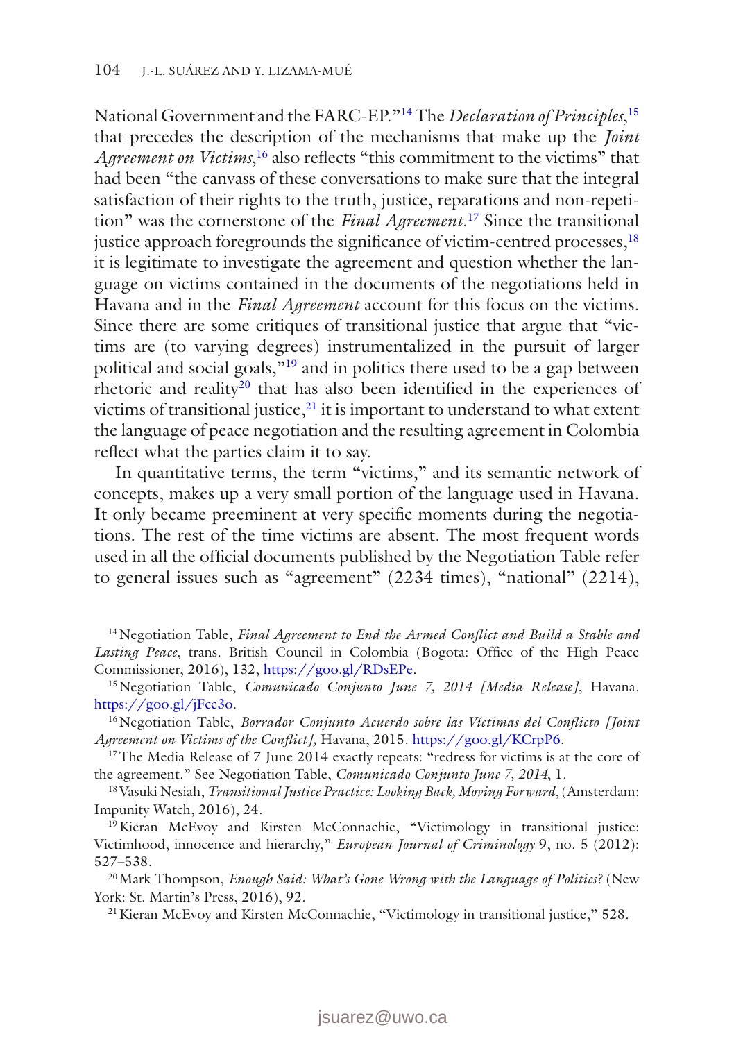National Government and the FARC-EP."[14] The *Declaration of Principles*,[15] that precedes the description of the mechanisms that make up the *Joint Agreement on Victims*,[16] also reflects "this commitment to the victims" that had been "the canvass of these conversations to make sure that the integral satisfaction of their rights to the truth, justice, reparations and non-repetition" was the cornerstone of the *Final Agreement*.[17] Since the transitional justice approach foregrounds the significance of victim-centred processes,[18] it is legitimate to investigate the agreement and question whether the language on victims contained in the documents of the negotiations held in Havana and in the *Final Agreement* account for this focus on the victims. Since there are some critiques of transitional justice that argue that "victims are (to varying degrees) instrumentalized in the pursuit of larger political and social goals,"[19] and in politics there used to be a gap between rhetoric and reality[20] that has also been identified in the experiences of victims of transitional justice,[21] it is important to understand to what extent the language of peace negotiation and the resulting agreement in Colombia reflect what the parties claim it to say.

In quantitative terms, the term "victims," and its semantic network of concepts, makes up a very small portion of the language used in Havana. It only became preeminent at very specific moments during the negotiations. The rest of the time victims are absent. The most frequent words used in all the official documents published by the Negotiation Table refer to general issues such as "agreement" (2234 times), "national" (2214),

[14] Negotiation Table, *Final Agreement to End the Armed Conflict and Build a Stable and Lasting Peace*, trans. British Council in Colombia (Bogota: Office of the High Peace Commissioner, 2016), 132, https://goo.gl/RDsEPe.

[15] Negotiation Table, *Comunicado Conjunto June 7, 2014 [Media Release]*, Havana. https://goo.gl/jFcc3o.

[16] Negotiation Table, *Borrador Conjunto Acuerdo sobre las Víctimas del Conflicto [Joint Agreement on Victims of the Conflict]*, Havana, 2015. https://goo.gl/KCrpP6.

[17] The Media Release of 7 June 2014 exactly repeats: "redress for victims is at the core of the agreement." See Negotiation Table, *Comunicado Conjunto June 7, 2014*, 1.

[18] Vasuki Nesiah, *Transitional Justice Practice: Looking Back, Moving Forward*, (Amsterdam: Impunity Watch, 2016), 24.

[19] Kieran McEvoy and Kirsten McConnachie, "Victimology in transitional justice: Victimhood, innocence and hierarchy," *European Journal of Criminology* 9, no. 5 (2012): 527–538.

[20] Mark Thompson, *Enough Said: What's Gone Wrong with the Language of Politics?* (New York: St. Martin's Press, 2016), 92.

[21] Kieran McEvoy and Kirsten McConnachie, "Victimology in transitional justice," 528.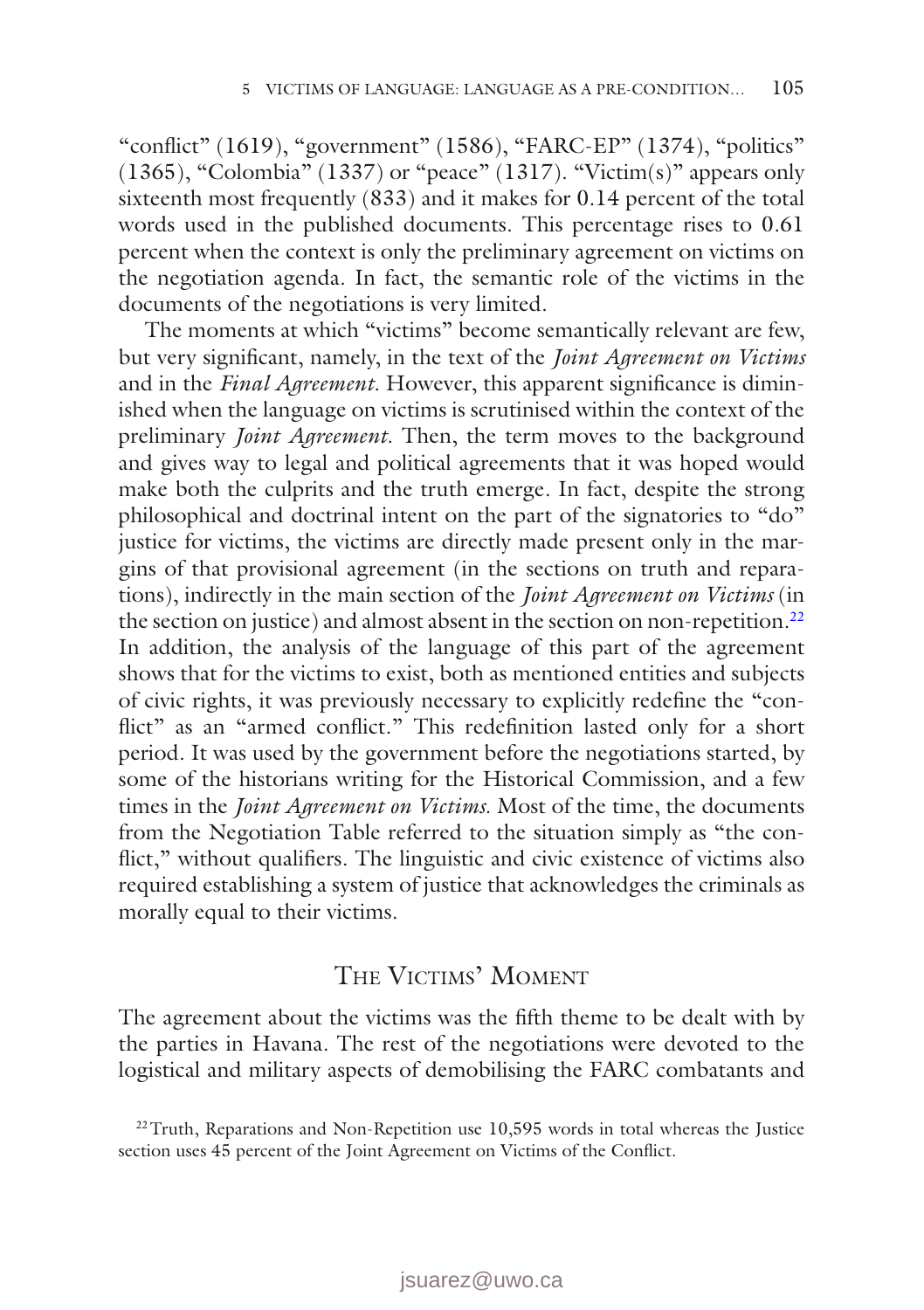"conflict" (1619), "government" (1586), "FARC-EP" (1374), "politics" (1365), "Colombia" (1337) or "peace" (1317). "Victim(s)" appears only sixteenth most frequently (833) and it makes for 0.14 percent of the total words used in the published documents. This percentage rises to 0.61 percent when the context is only the preliminary agreement on victims on the negotiation agenda. In fact, the semantic role of the victims in the documents of the negotiations is very limited.

The moments at which "victims" become semantically relevant are few, but very significant, namely, in the text of the *Joint Agreement on Victims* and in the *Final Agreement*. However, this apparent significance is diminished when the language on victims is scrutinised within the context of the preliminary *Joint Agreement*. Then, the term moves to the background and gives way to legal and political agreements that it was hoped would make both the culprits and the truth emerge. In fact, despite the strong philosophical and doctrinal intent on the part of the signatories to "do" justice for victims, the victims are directly made present only in the margins of that provisional agreement (in the sections on truth and reparations), indirectly in the main section of the *Joint Agreement on Victims* (in the section on justice) and almost absent in the section on non-repetition.[22] In addition, the analysis of the language of this part of the agreement shows that for the victims to exist, both as mentioned entities and subjects of civic rights, it was previously necessary to explicitly redefine the "conflict" as an "armed conflict." This redefinition lasted only for a short period. It was used by the government before the negotiations started, by some of the historians writing for the Historical Commission, and a few times in the *Joint Agreement on Victims*. Most of the time, the documents from the Negotiation Table referred to the situation simply as "the conflict," without qualifiers. The linguistic and civic existence of victims also required establishing a system of justice that acknowledges the criminals as morally equal to their victims.

## The Victims' Moment

The agreement about the victims was the fifth theme to be dealt with by the parties in Havana. The rest of the negotiations were devoted to the logistical and military aspects of demobilising the FARC combatants and

[22] Truth, Reparations and Non-Repetition use 10,595 words in total whereas the Justice section uses 45 percent of the Joint Agreement on Victims of the Conflict.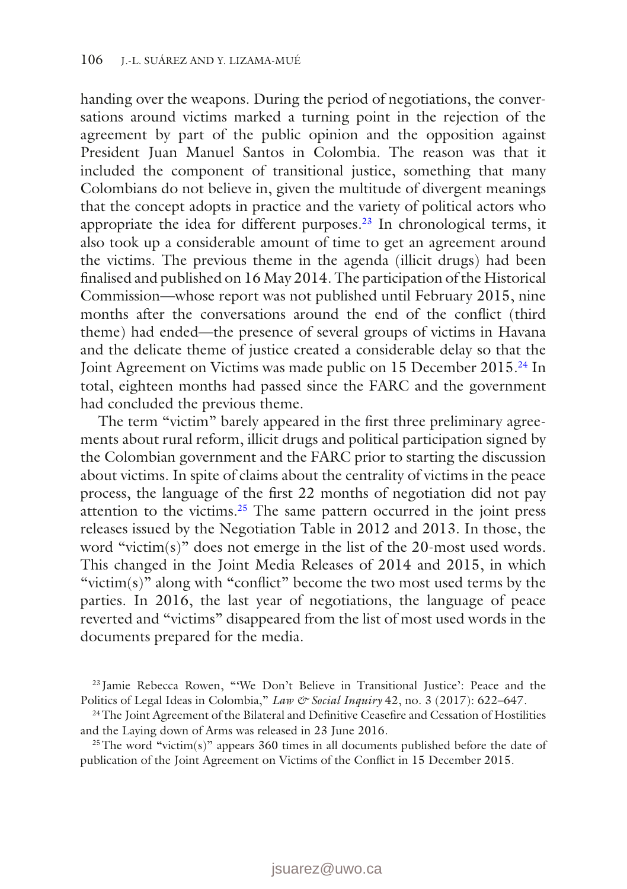handing over the weapons. During the period of negotiations, the conversations around victims marked a turning point in the rejection of the agreement by part of the public opinion and the opposition against President Juan Manuel Santos in Colombia. The reason was that it included the component of transitional justice, something that many Colombians do not believe in, given the multitude of divergent meanings that the concept adopts in practice and the variety of political actors who appropriate the idea for different purposes.[23] In chronological terms, it also took up a considerable amount of time to get an agreement around the victims. The previous theme in the agenda (illicit drugs) had been finalised and published on 16 May 2014. The participation of the Historical Commission—whose report was not published until February 2015, nine months after the conversations around the end of the conflict (third theme) had ended—the presence of several groups of victims in Havana and the delicate theme of justice created a considerable delay so that the Joint Agreement on Victims was made public on 15 December 2015.[24] In total, eighteen months had passed since the FARC and the government had concluded the previous theme.

The term "victim" barely appeared in the first three preliminary agreements about rural reform, illicit drugs and political participation signed by the Colombian government and the FARC prior to starting the discussion about victims. In spite of claims about the centrality of victims in the peace process, the language of the first 22 months of negotiation did not pay attention to the victims.[25] The same pattern occurred in the joint press releases issued by the Negotiation Table in 2012 and 2013. In those, the word "victim(s)" does not emerge in the list of the 20-most used words. This changed in the Joint Media Releases of 2014 and 2015, in which "victim(s)" along with "conflict" become the two most used terms by the parties. In 2016, the last year of negotiations, the language of peace reverted and "victims" disappeared from the list of most used words in the documents prepared for the media.

[23] Jamie Rebecca Rowen, "'We Don't Believe in Transitional Justice': Peace and the Politics of Legal Ideas in Colombia," *Law & Social Inquiry* 42, no. 3 (2017): 622–647.

[24] The Joint Agreement of the Bilateral and Definitive Ceasefire and Cessation of Hostilities and the Laying down of Arms was released in 23 June 2016.

[25] The word "victim(s)" appears 360 times in all documents published before the date of publication of the Joint Agreement on Victims of the Conflict in 15 December 2015.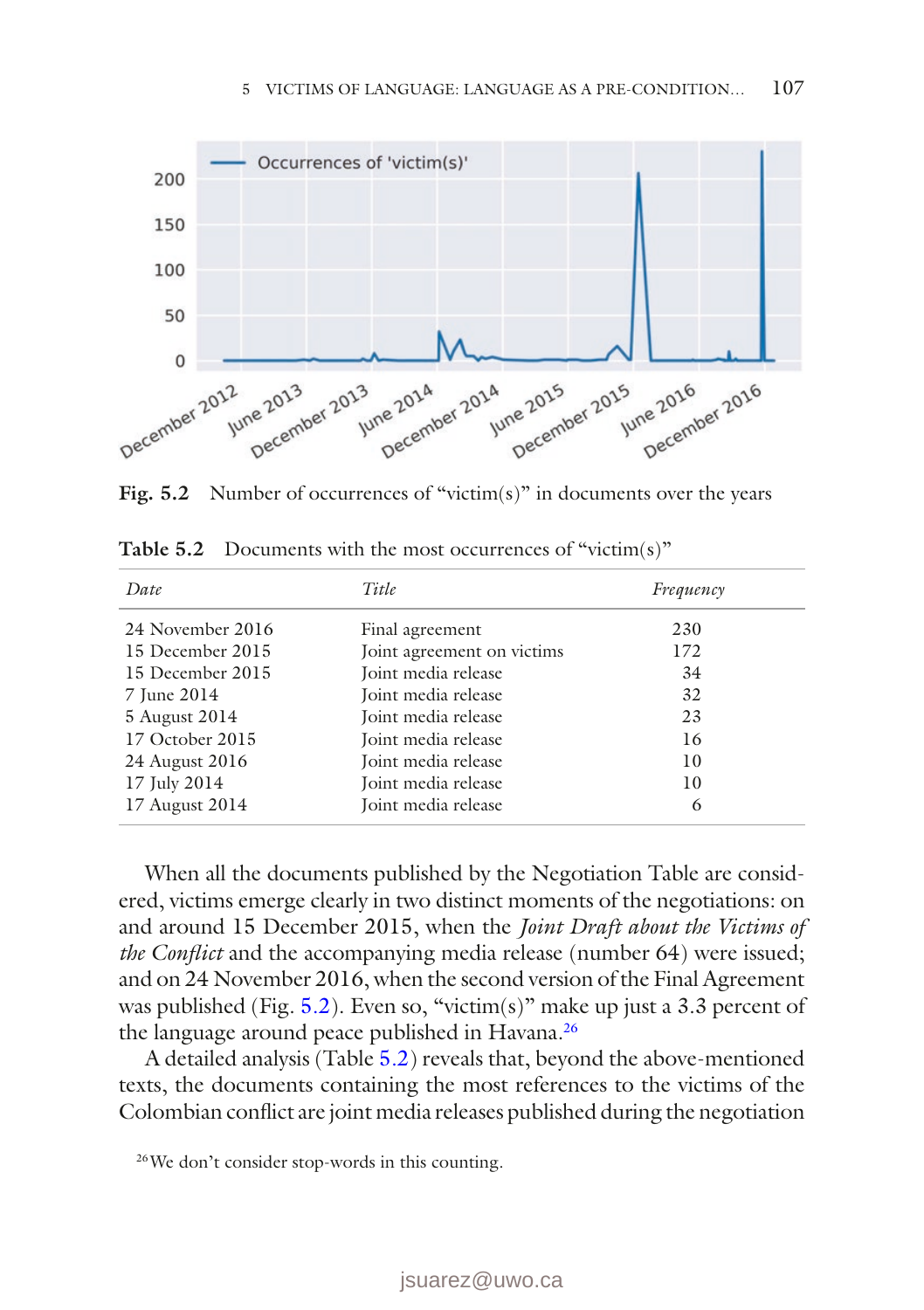Fig. 5.2 Number of occurrences of "victim(s)" in documents over the years

Table 5.2 Documents with the most occurrences of "victim(s)"

| *Date* | *Title* | *Frequency* |
|---|---|---|
| 24 November 2016 | Final agreement | 230 |
| 15 December 2015 | Joint agreement on victims | 172 |
| 15 December 2015 | Joint media release | 34 |
| 7 June 2014 | Joint media release | 32 |
| 5 August 2014 | Joint media release | 23 |
| 17 October 2015 | Joint media release | 16 |
| 24 August 2016 | Joint media release | 10 |
| 17 July 2014 | Joint media release | 10 |
| 17 August 2014 | Joint media release | 6 |

When all the documents published by the Negotiation Table are considered, victims emerge clearly in two distinct moments of the negotiations: on and around 15 December 2015, when the *Joint Draft about the Victims of the Conflict* and the accompanying media release (number 64) were issued; and on 24 November 2016, when the second version of the Final Agreement was published (Fig. 5.2). Even so, "victim(s)" make up just a 3.3 percent of the language around peace published in Havana.[26]

A detailed analysis (Table 5.2) reveals that, beyond the above-mentioned texts, the documents containing the most references to the victims of the Colombian conflict are joint media releases published during the negotiation

[26] We don't consider stop-words in this counting.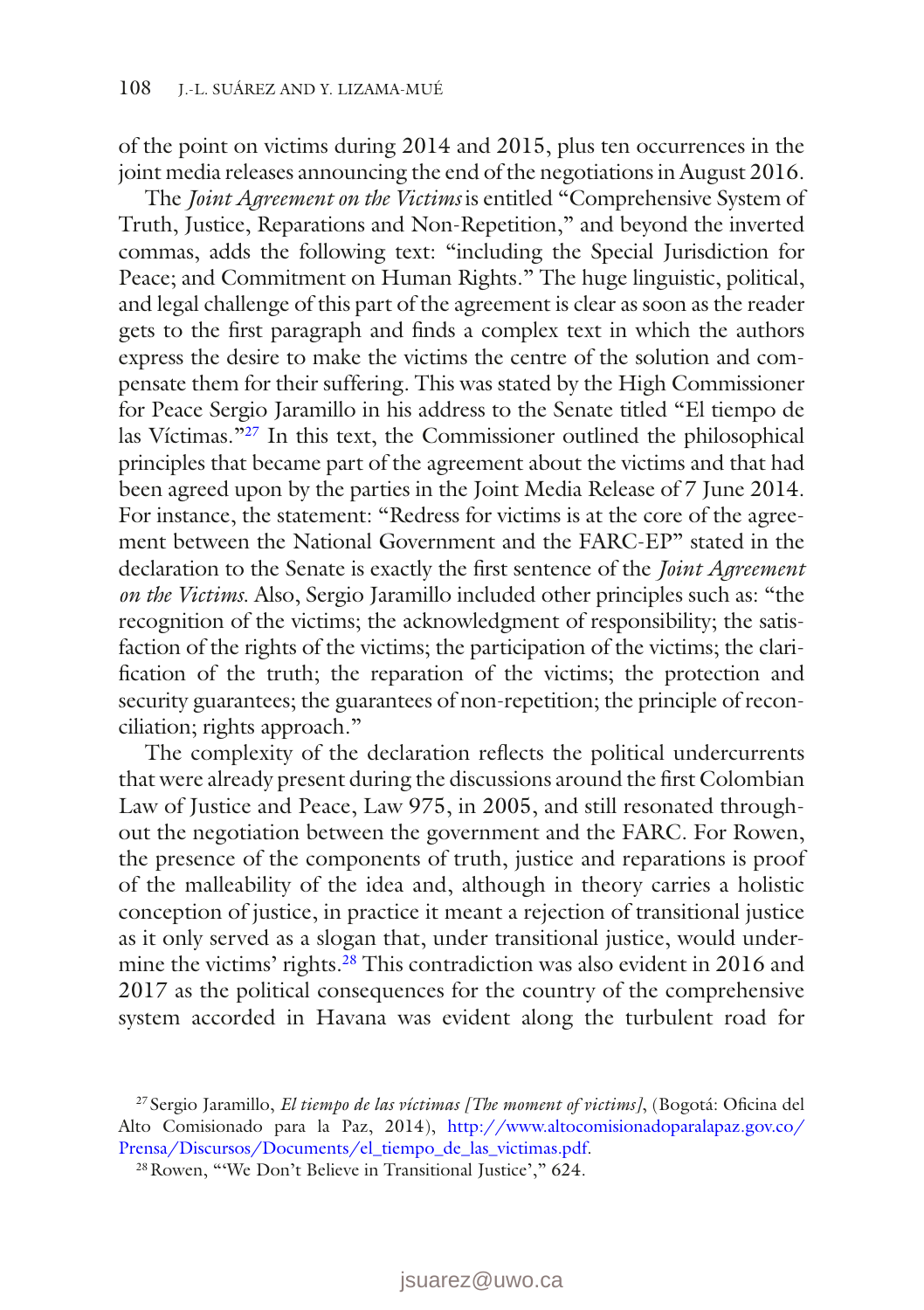of the point on victims during 2014 and 2015, plus ten occurrences in the joint media releases announcing the end of the negotiations in August 2016.

The *Joint Agreement on the Victims* is entitled "Comprehensive System of Truth, Justice, Reparations and Non-Repetition," and beyond the inverted commas, adds the following text: "including the Special Jurisdiction for Peace; and Commitment on Human Rights." The huge linguistic, political, and legal challenge of this part of the agreement is clear as soon as the reader gets to the first paragraph and finds a complex text in which the authors express the desire to make the victims the centre of the solution and compensate them for their suffering. This was stated by the High Commissioner for Peace Sergio Jaramillo in his address to the Senate titled "El tiempo de las Víctimas."[27] In this text, the Commissioner outlined the philosophical principles that became part of the agreement about the victims and that had been agreed upon by the parties in the Joint Media Release of 7 June 2014. For instance, the statement: "Redress for victims is at the core of the agreement between the National Government and the FARC-EP" stated in the declaration to the Senate is exactly the first sentence of the *Joint Agreement on the Victims*. Also, Sergio Jaramillo included other principles such as: "the recognition of the victims; the acknowledgment of responsibility; the satisfaction of the rights of the victims; the participation of the victims; the clarification of the truth; the reparation of the victims; the protection and security guarantees; the guarantees of non-repetition; the principle of reconciliation; rights approach."

The complexity of the declaration reflects the political undercurrents that were already present during the discussions around the first Colombian Law of Justice and Peace, Law 975, in 2005, and still resonated throughout the negotiation between the government and the FARC. For Rowen, the presence of the components of truth, justice and reparations is proof of the malleability of the idea and, although in theory carries a holistic conception of justice, in practice it meant a rejection of transitional justice as it only served as a slogan that, under transitional justice, would undermine the victims' rights.[28] This contradiction was also evident in 2016 and 2017 as the political consequences for the country of the comprehensive system accorded in Havana was evident along the turbulent road for

[27] Sergio Jaramillo, *El tiempo de las víctimas [The moment of victims]*, (Bogotá: Oficina del Alto Comisionado para la Paz, 2014), http://www.altocomisionadoparalapaz.gov.co/Prensa/Discursos/Documents/el_tiempo_de_las_victimas.pdf.

[28] Rowen, "'We Don't Believe in Transitional Justice'," 624.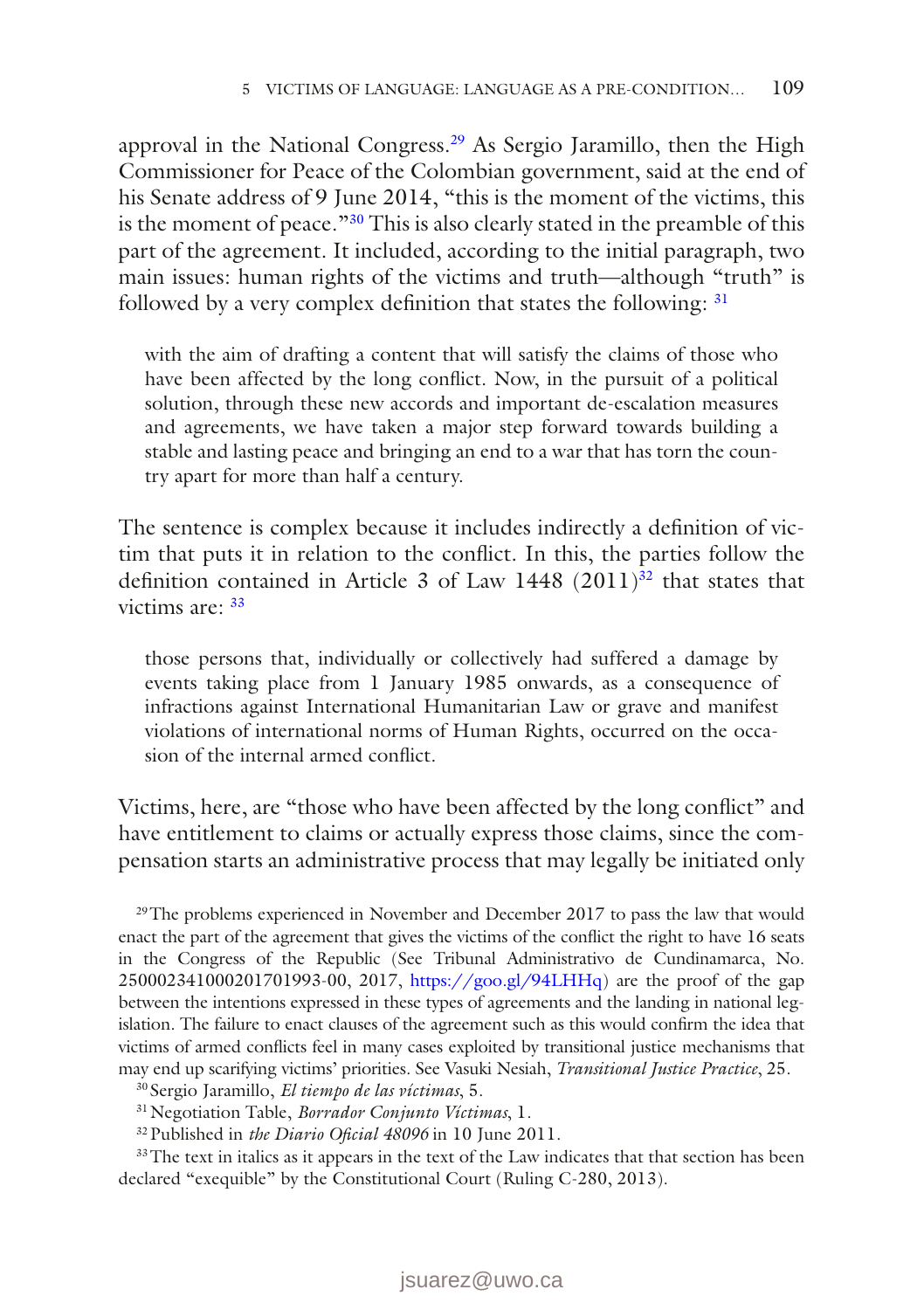approval in the National Congress.[29] As Sergio Jaramillo, then the High Commissioner for Peace of the Colombian government, said at the end of his Senate address of 9 June 2014, "this is the moment of the victims, this is the moment of peace."[30] This is also clearly stated in the preamble of this part of the agreement. It included, according to the initial paragraph, two main issues: human rights of the victims and truth—although "truth" is followed by a very complex definition that states the following: [31]

> with the aim of drafting a content that will satisfy the claims of those who have been affected by the long conflict. Now, in the pursuit of a political solution, through these new accords and important de-escalation measures and agreements, we have taken a major step forward towards building a stable and lasting peace and bringing an end to a war that has torn the country apart for more than half a century.

The sentence is complex because it includes indirectly a definition of victim that puts it in relation to the conflict. In this, the parties follow the definition contained in Article 3 of Law 1448 (2011)[32] that states that victims are: [33]

> those persons that, individually or collectively had suffered a damage by events taking place from 1 January 1985 onwards, as a consequence of infractions against International Humanitarian Law or grave and manifest violations of international norms of Human Rights, occurred on the occasion of the internal armed conflict.

Victims, here, are "those who have been affected by the long conflict" and have entitlement to claims or actually express those claims, since the compensation starts an administrative process that may legally be initiated only

[29] The problems experienced in November and December 2017 to pass the law that would enact the part of the agreement that gives the victims of the conflict the right to have 16 seats in the Congress of the Republic (See Tribunal Administrativo de Cundinamarca, No. 25000234100020170 1993-00, 2017, https://goo.gl/94LHHq) are the proof of the gap between the intentions expressed in these types of agreements and the landing in national legislation. The failure to enact clauses of the agreement such as this would confirm the idea that victims of armed conflicts feel in many cases exploited by transitional justice mechanisms that may end up scarifying victims' priorities. See Vasuki Nesiah, *Transitional Justice Practice*, 25.

[30] Sergio Jaramillo, *El tiempo de las víctimas*, 5.

[31] Negotiation Table, *Borrador Conjunto Víctimas*, 1.

[32] Published in *the Diario Oficial 48096* in 10 June 2011.

[33] The text in italics as it appears in the text of the Law indicates that that section has been declared "exequible" by the Constitutional Court (Ruling C-280, 2013).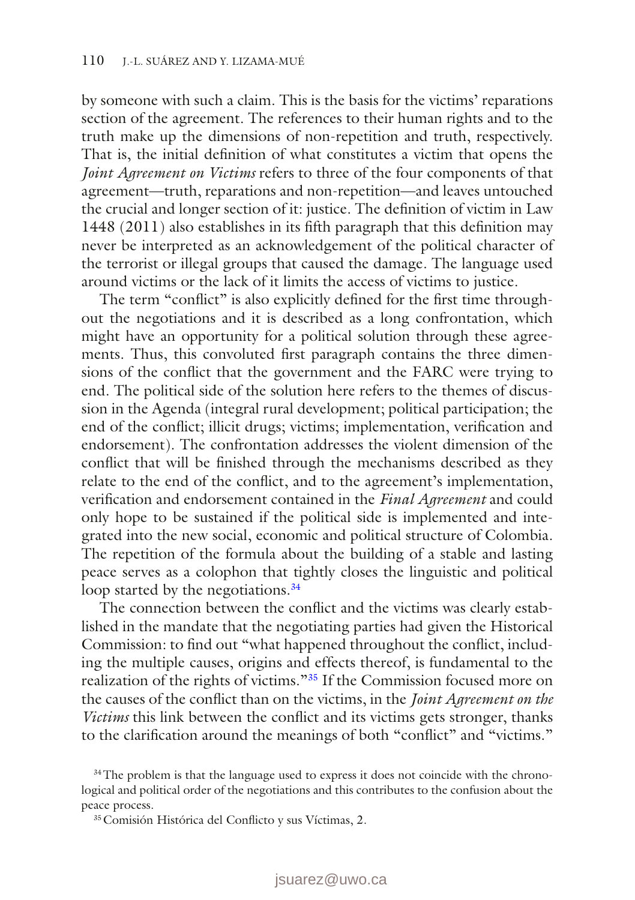by someone with such a claim. This is the basis for the victims' reparations section of the agreement. The references to their human rights and to the truth make up the dimensions of non-repetition and truth, respectively. That is, the initial definition of what constitutes a victim that opens the *Joint Agreement on Victims* refers to three of the four components of that agreement—truth, reparations and non-repetition—and leaves untouched the crucial and longer section of it: justice. The definition of victim in Law 1448 (2011) also establishes in its fifth paragraph that this definition may never be interpreted as an acknowledgement of the political character of the terrorist or illegal groups that caused the damage. The language used around victims or the lack of it limits the access of victims to justice.

The term "conflict" is also explicitly defined for the first time throughout the negotiations and it is described as a long confrontation, which might have an opportunity for a political solution through these agreements. Thus, this convoluted first paragraph contains the three dimensions of the conflict that the government and the FARC were trying to end. The political side of the solution here refers to the themes of discussion in the Agenda (integral rural development; political participation; the end of the conflict; illicit drugs; victims; implementation, verification and endorsement). The confrontation addresses the violent dimension of the conflict that will be finished through the mechanisms described as they relate to the end of the conflict, and to the agreement's implementation, verification and endorsement contained in the *Final Agreement* and could only hope to be sustained if the political side is implemented and integrated into the new social, economic and political structure of Colombia. The repetition of the formula about the building of a stable and lasting peace serves as a colophon that tightly closes the linguistic and political loop started by the negotiations.[34]

The connection between the conflict and the victims was clearly established in the mandate that the negotiating parties had given the Historical Commission: to find out "what happened throughout the conflict, including the multiple causes, origins and effects thereof, is fundamental to the realization of the rights of victims."[35] If the Commission focused more on the causes of the conflict than on the victims, in the *Joint Agreement on the Victims* this link between the conflict and its victims gets stronger, thanks to the clarification around the meanings of both "conflict" and "victims."

[34] The problem is that the language used to express it does not coincide with the chronological and political order of the negotiations and this contributes to the confusion about the peace process.

[35] Comisión Histórica del Conflicto y sus Víctimas, 2.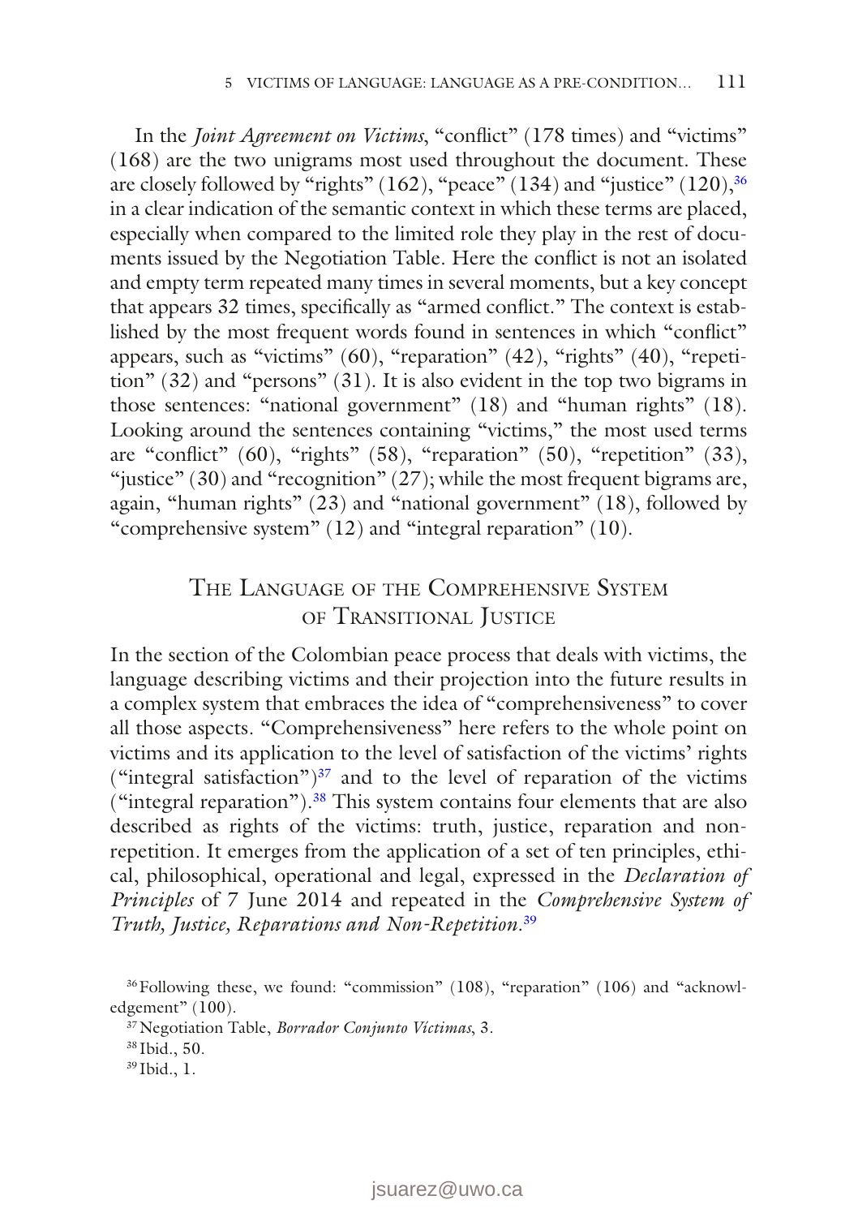In the *Joint Agreement on Victims*, "conflict" (178 times) and "victims" (168) are the two unigrams most used throughout the document. These are closely followed by "rights" (162), "peace" (134) and "justice" (120),[36] in a clear indication of the semantic context in which these terms are placed, especially when compared to the limited role they play in the rest of documents issued by the Negotiation Table. Here the conflict is not an isolated and empty term repeated many times in several moments, but a key concept that appears 32 times, specifically as "armed conflict." The context is established by the most frequent words found in sentences in which "conflict" appears, such as "victims" (60), "reparation" (42), "rights" (40), "repetition" (32) and "persons" (31). It is also evident in the top two bigrams in those sentences: "national government" (18) and "human rights" (18). Looking around the sentences containing "victims," the most used terms are "conflict" (60), "rights" (58), "reparation" (50), "repetition" (33), "justice" (30) and "recognition" (27); while the most frequent bigrams are, again, "human rights" (23) and "national government" (18), followed by "comprehensive system" (12) and "integral reparation" (10).

## The Language of the Comprehensive System of Transitional Justice

In the section of the Colombian peace process that deals with victims, the language describing victims and their projection into the future results in a complex system that embraces the idea of "comprehensiveness" to cover all those aspects. "Comprehensiveness" here refers to the whole point on victims and its application to the level of satisfaction of the victims' rights ("integral satisfaction")[37] and to the level of reparation of the victims ("integral reparation").[38] This system contains four elements that are also described as rights of the victims: truth, justice, reparation and non-repetition. It emerges from the application of a set of ten principles, ethical, philosophical, operational and legal, expressed in the *Declaration of Principles* of 7 June 2014 and repeated in the *Comprehensive System of Truth, Justice, Reparations and Non-Repetition*.[39]

[36] Following these, we found: "commission" (108), "reparation" (106) and "acknowledgement" (100).

[37] Negotiation Table, *Borrador Conjunto Víctimas*, 3.

[38] Ibid., 50.

[39] Ibid., 1.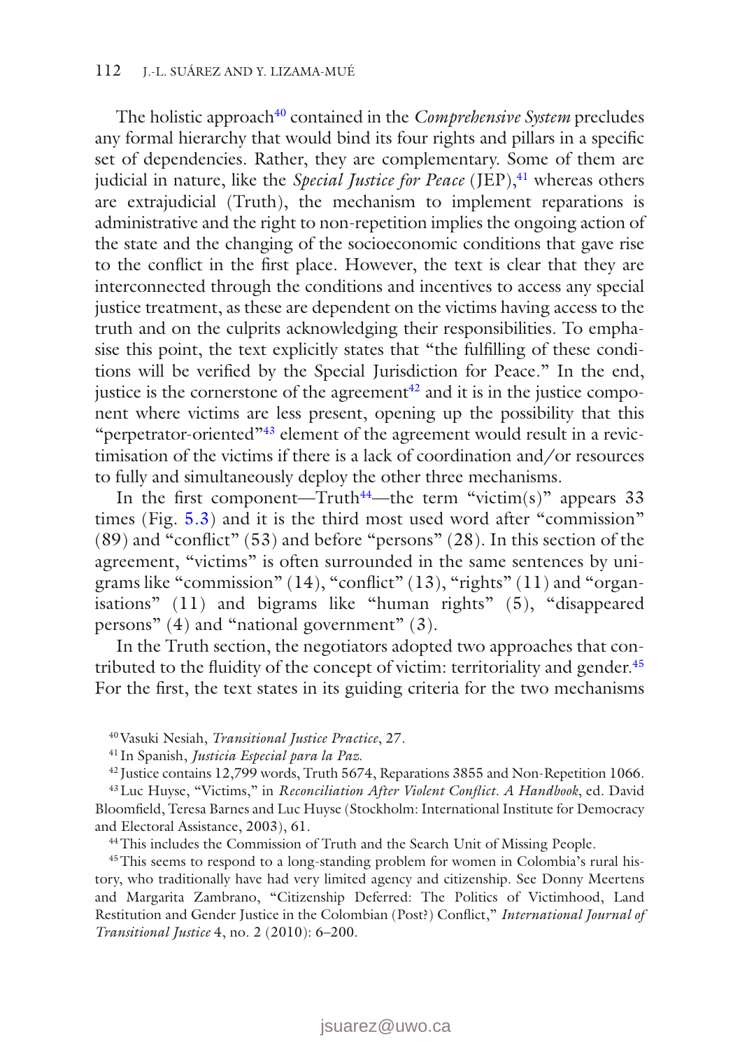The holistic approach[40] contained in the *Comprehensive System* precludes any formal hierarchy that would bind its four rights and pillars in a specific set of dependencies. Rather, they are complementary. Some of them are judicial in nature, like the *Special Justice for Peace* (JEP),[41] whereas others are extrajudicial (Truth), the mechanism to implement reparations is administrative and the right to non-repetition implies the ongoing action of the state and the changing of the socioeconomic conditions that gave rise to the conflict in the first place. However, the text is clear that they are interconnected through the conditions and incentives to access any special justice treatment, as these are dependent on the victims having access to the truth and on the culprits acknowledging their responsibilities. To emphasise this point, the text explicitly states that "the fulfilling of these conditions will be verified by the Special Jurisdiction for Peace." In the end, justice is the cornerstone of the agreement[42] and it is in the justice component where victims are less present, opening up the possibility that this "perpetrator-oriented"[43] element of the agreement would result in a revictimisation of the victims if there is a lack of coordination and/or resources to fully and simultaneously deploy the other three mechanisms.

In the first component—Truth[44]—the term "victim(s)" appears 33 times (Fig. 5.3) and it is the third most used word after "commission" (89) and "conflict" (53) and before "persons" (28). In this section of the agreement, "victims" is often surrounded in the same sentences by unigrams like "commission" (14), "conflict" (13), "rights" (11) and "organisations" (11) and bigrams like "human rights" (5), "disappeared persons" (4) and "national government" (3).

In the Truth section, the negotiators adopted two approaches that contributed to the fluidity of the concept of victim: territoriality and gender.[45] For the first, the text states in its guiding criteria for the two mechanisms

---

[40] Vasuki Nesiah, *Transitional Justice Practice*, 27.

[41] In Spanish, *Justicia Especial para la Paz*.

[42] Justice contains 12,799 words, Truth 5674, Reparations 3855 and Non-Repetition 1066.

[43] Luc Huyse, "Victims," in *Reconciliation After Violent Conflict. A Handbook*, ed. David Bloomfield, Teresa Barnes and Luc Huyse (Stockholm: International Institute for Democracy and Electoral Assistance, 2003), 61.

[44] This includes the Commission of Truth and the Search Unit of Missing People.

[45] This seems to respond to a long-standing problem for women in Colombia's rural history, who traditionally have had very limited agency and citizenship. See Donny Meertens and Margarita Zambrano, "Citizenship Deferred: The Politics of Victimhood, Land Restitution and Gender Justice in the Colombian (Post?) Conflict," *International Journal of Transitional Justice* 4, no. 2 (2010): 6–200.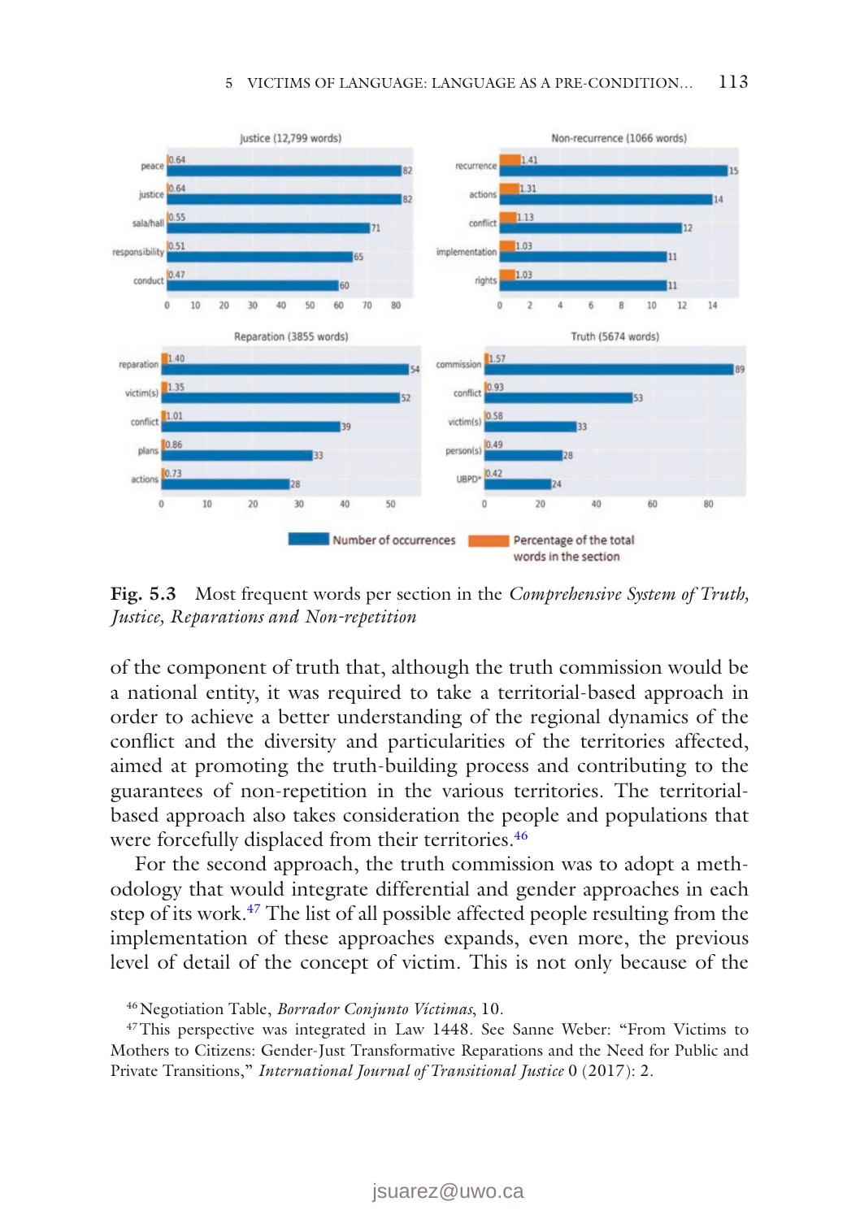Fig. 5.3 Most frequent words per section in the *Comprehensive System of Truth, Justice, Reparations and Non-repetition*

of the component of truth that, although the truth commission would be a national entity, it was required to take a territorial-based approach in order to achieve a better understanding of the regional dynamics of the conflict and the diversity and particularities of the territories affected, aimed at promoting the truth-building process and contributing to the guarantees of non-repetition in the various territories. The territorial-based approach also takes consideration the people and populations that were forcefully displaced from their territories.[46]

For the second approach, the truth commission was to adopt a methodology that would integrate differential and gender approaches in each step of its work.[47] The list of all possible affected people resulting from the implementation of these approaches expands, even more, the previous level of detail of the concept of victim. This is not only because of the

[46] Negotiation Table, *Borrador Conjunto Víctimas*, 10.

[47] This perspective was integrated in Law 1448. See Sanne Weber: "From Victims to Mothers to Citizens: Gender-Just Transformative Reparations and the Need for Public and Private Transitions," *International Journal of Transitional Justice* 0 (2017): 2.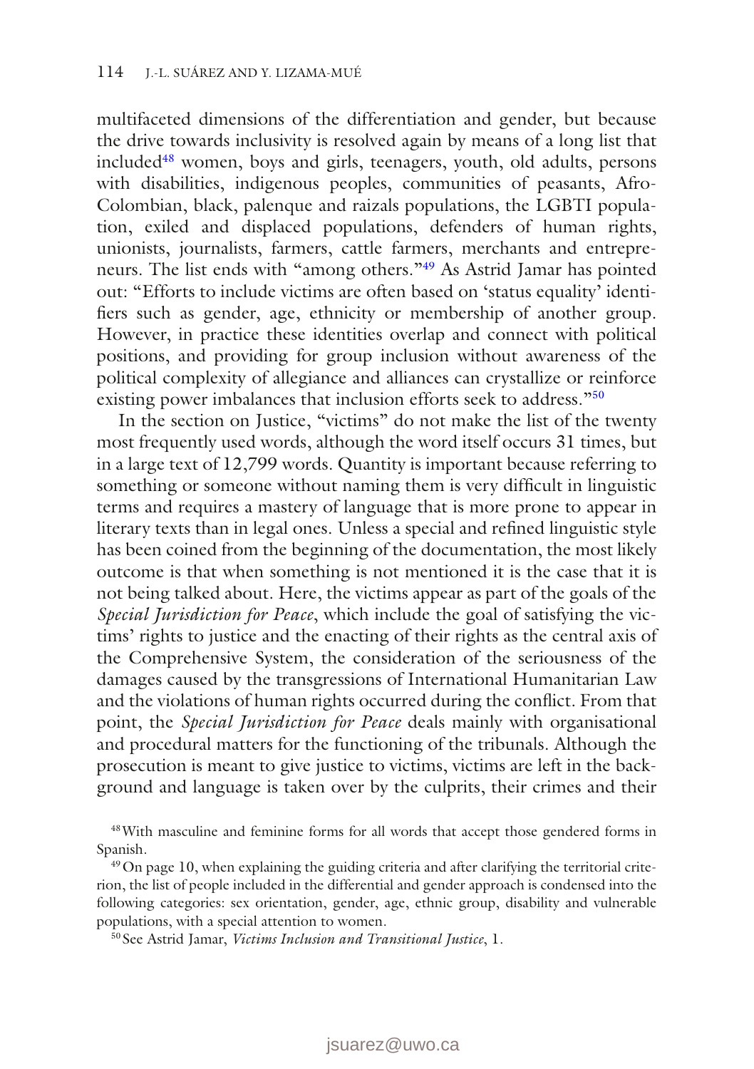multifaceted dimensions of the differentiation and gender, but because the drive towards inclusivity is resolved again by means of a long list that included[48] women, boys and girls, teenagers, youth, old adults, persons with disabilities, indigenous peoples, communities of peasants, Afro-Colombian, black, palenque and raizals populations, the LGBTI population, exiled and displaced populations, defenders of human rights, unionists, journalists, farmers, cattle farmers, merchants and entrepreneurs. The list ends with "among others."[49] As Astrid Jamar has pointed out: "Efforts to include victims are often based on 'status equality' identifiers such as gender, age, ethnicity or membership of another group. However, in practice these identities overlap and connect with political positions, and providing for group inclusion without awareness of the political complexity of allegiance and alliances can crystallize or reinforce existing power imbalances that inclusion efforts seek to address."[50]

In the section on Justice, "victims" do not make the list of the twenty most frequently used words, although the word itself occurs 31 times, but in a large text of 12,799 words. Quantity is important because referring to something or someone without naming them is very difficult in linguistic terms and requires a mastery of language that is more prone to appear in literary texts than in legal ones. Unless a special and refined linguistic style has been coined from the beginning of the documentation, the most likely outcome is that when something is not mentioned it is the case that it is not being talked about. Here, the victims appear as part of the goals of the *Special Jurisdiction for Peace*, which include the goal of satisfying the victims' rights to justice and the enacting of their rights as the central axis of the Comprehensive System, the consideration of the seriousness of the damages caused by the transgressions of International Humanitarian Law and the violations of human rights occurred during the conflict. From that point, the *Special Jurisdiction for Peace* deals mainly with organisational and procedural matters for the functioning of the tribunals. Although the prosecution is meant to give justice to victims, victims are left in the background and language is taken over by the culprits, their crimes and their

[48] With masculine and feminine forms for all words that accept those gendered forms in Spanish.

[49] On page 10, when explaining the guiding criteria and after clarifying the territorial criterion, the list of people included in the differential and gender approach is condensed into the following categories: sex orientation, gender, age, ethnic group, disability and vulnerable populations, with a special attention to women.

[50] See Astrid Jamar, *Victims Inclusion and Transitional Justice*, 1.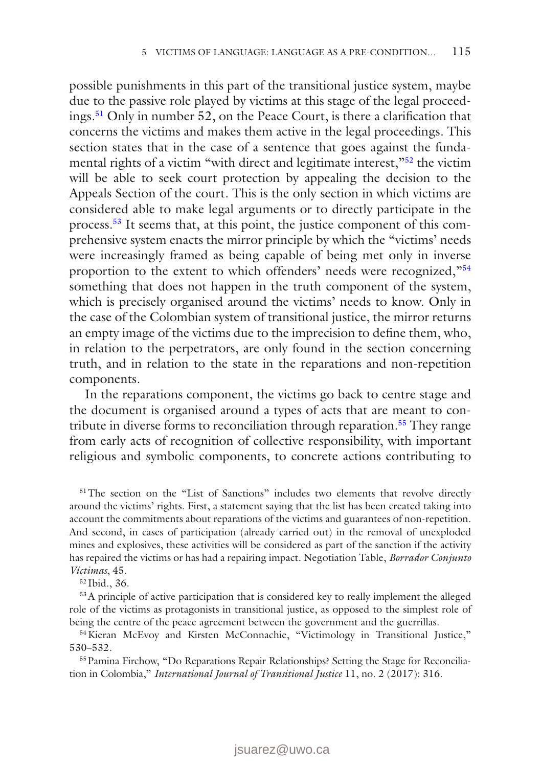possible punishments in this part of the transitional justice system, maybe due to the passive role played by victims at this stage of the legal proceedings.[51] Only in number 52, on the Peace Court, is there a clarification that concerns the victims and makes them active in the legal proceedings. This section states that in the case of a sentence that goes against the fundamental rights of a victim "with direct and legitimate interest,"[52] the victim will be able to seek court protection by appealing the decision to the Appeals Section of the court. This is the only section in which victims are considered able to make legal arguments or to directly participate in the process.[53] It seems that, at this point, the justice component of this comprehensive system enacts the mirror principle by which the "victims' needs were increasingly framed as being capable of being met only in inverse proportion to the extent to which offenders' needs were recognized,"[54] something that does not happen in the truth component of the system, which is precisely organised around the victims' needs to know. Only in the case of the Colombian system of transitional justice, the mirror returns an empty image of the victims due to the imprecision to define them, who, in relation to the perpetrators, are only found in the section concerning truth, and in relation to the state in the reparations and non-repetition components.

In the reparations component, the victims go back to centre stage and the document is organised around a types of acts that are meant to contribute in diverse forms to reconciliation through reparation.[55] They range from early acts of recognition of collective responsibility, with important religious and symbolic components, to concrete actions contributing to

[51] The section on the "List of Sanctions" includes two elements that revolve directly around the victims' rights. First, a statement saying that the list has been created taking into account the commitments about reparations of the victims and guarantees of non-repetition. And second, in cases of participation (already carried out) in the removal of unexploded mines and explosives, these activities will be considered as part of the sanction if the activity has repaired the victims or has had a repairing impact. Negotiation Table, *Borrador Conjunto Víctimas*, 45.

[52] Ibid., 36.

[53] A principle of active participation that is considered key to really implement the alleged role of the victims as protagonists in transitional justice, as opposed to the simplest role of being the centre of the peace agreement between the government and the guerrillas.

[54] Kieran McEvoy and Kirsten McConnachie, "Victimology in Transitional Justice," 530–532.

[55] Pamina Firchow, "Do Reparations Repair Relationships? Setting the Stage for Reconciliation in Colombia," *International Journal of Transitional Justice* 11, no. 2 (2017): 316.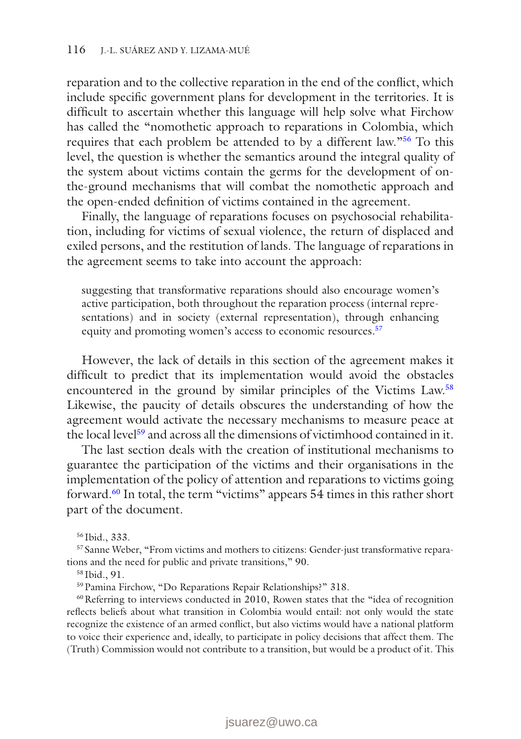reparation and to the collective reparation in the end of the conflict, which include specific government plans for development in the territories. It is difficult to ascertain whether this language will help solve what Firchow has called the "nomothetic approach to reparations in Colombia, which requires that each problem be attended to by a different law."[56] To this level, the question is whether the semantics around the integral quality of the system about victims contain the germs for the development of on-the-ground mechanisms that will combat the nomothetic approach and the open-ended definition of victims contained in the agreement.

Finally, the language of reparations focuses on psychosocial rehabilitation, including for victims of sexual violence, the return of displaced and exiled persons, and the restitution of lands. The language of reparations in the agreement seems to take into account the approach:

> suggesting that transformative reparations should also encourage women's active participation, both throughout the reparation process (internal representations) and in society (external representation), through enhancing equity and promoting women's access to economic resources.[57]

However, the lack of details in this section of the agreement makes it difficult to predict that its implementation would avoid the obstacles encountered in the ground by similar principles of the Victims Law.[58] Likewise, the paucity of details obscures the understanding of how the agreement would activate the necessary mechanisms to measure peace at the local level[59] and across all the dimensions of victimhood contained in it.

The last section deals with the creation of institutional mechanisms to guarantee the participation of the victims and their organisations in the implementation of the policy of attention and reparations to victims going forward.[60] In total, the term "victims" appears 54 times in this rather short part of the document.

[56] Ibid., 333.

[57] Sanne Weber, "From victims and mothers to citizens: Gender-just transformative reparations and the need for public and private transitions," 90.

[58] Ibid., 91.

[59] Pamina Firchow, "Do Reparations Repair Relationships?" 318.

[60] Referring to interviews conducted in 2010, Rowen states that the "idea of recognition reflects beliefs about what transition in Colombia would entail: not only would the state recognize the existence of an armed conflict, but also victims would have a national platform to voice their experience and, ideally, to participate in policy decisions that affect them. The (Truth) Commission would not contribute to a transition, but would be a product of it. This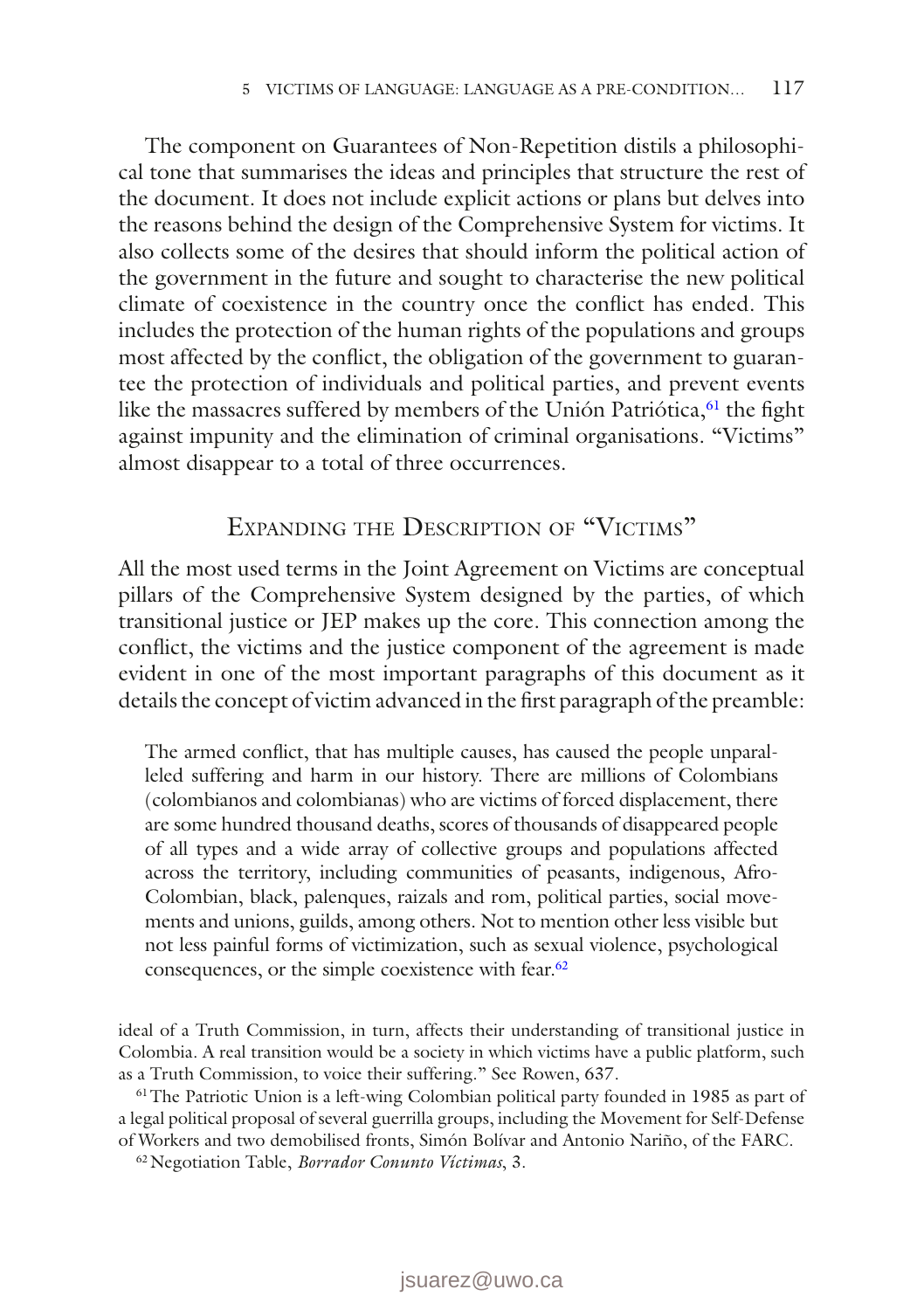The component on Guarantees of Non-Repetition distils a philosophical tone that summarises the ideas and principles that structure the rest of the document. It does not include explicit actions or plans but delves into the reasons behind the design of the Comprehensive System for victims. It also collects some of the desires that should inform the political action of the government in the future and sought to characterise the new political climate of coexistence in the country once the conflict has ended. This includes the protection of the human rights of the populations and groups most affected by the conflict, the obligation of the government to guarantee the protection of individuals and political parties, and prevent events like the massacres suffered by members of the Unión Patriótica,[61] the fight against impunity and the elimination of criminal organisations. "Victims" almost disappear to a total of three occurrences.

## Expanding the Description of "Victims"

All the most used terms in the Joint Agreement on Victims are conceptual pillars of the Comprehensive System designed by the parties, of which transitional justice or JEP makes up the core. This connection among the conflict, the victims and the justice component of the agreement is made evident in one of the most important paragraphs of this document as it details the concept of victim advanced in the first paragraph of the preamble:

> The armed conflict, that has multiple causes, has caused the people unparalleled suffering and harm in our history. There are millions of Colombians (colombianos and colombianas) who are victims of forced displacement, there are some hundred thousand deaths, scores of thousands of disappeared people of all types and a wide array of collective groups and populations affected across the territory, including communities of peasants, indigenous, Afro-Colombian, black, palenques, raizals and rom, political parties, social movements and unions, guilds, among others. Not to mention other less visible but not less painful forms of victimization, such as sexual violence, psychological consequences, or the simple coexistence with fear.[62]

ideal of a Truth Commission, in turn, affects their understanding of transitional justice in Colombia. A real transition would be a society in which victims have a public platform, such as a Truth Commission, to voice their suffering." See Rowen, 637.

[61] The Patriotic Union is a left-wing Colombian political party founded in 1985 as part of a legal political proposal of several guerrilla groups, including the Movement for Self-Defense of Workers and two demobilised fronts, Simón Bolívar and Antonio Nariño, of the FARC.

[62] Negotiation Table, *Borrador Conunto Víctimas*, 3.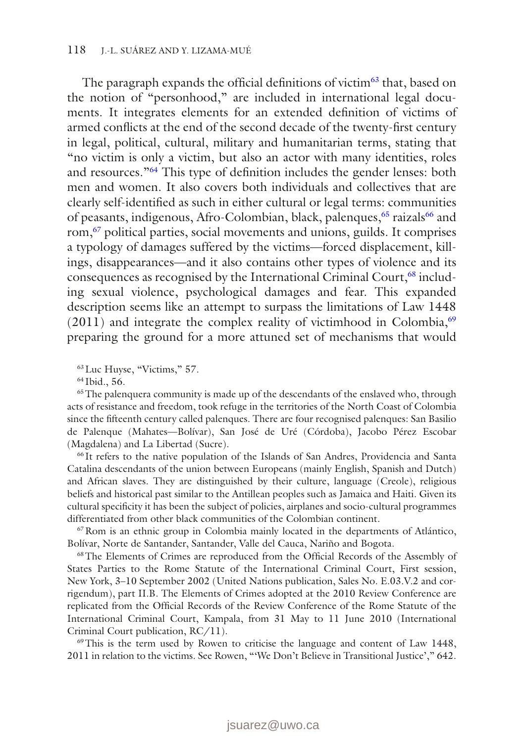The paragraph expands the official definitions of victim[63] that, based on the notion of "personhood," are included in international legal documents. It integrates elements for an extended definition of victims of armed conflicts at the end of the second decade of the twenty-first century in legal, political, cultural, military and humanitarian terms, stating that "no victim is only a victim, but also an actor with many identities, roles and resources."[64] This type of definition includes the gender lenses: both men and women. It also covers both individuals and collectives that are clearly self-identified as such in either cultural or legal terms: communities of peasants, indigenous, Afro-Colombian, black, palenques,[65] raizals[66] and rom,[67] political parties, social movements and unions, guilds. It comprises a typology of damages suffered by the victims—forced displacement, killings, disappearances—and it also contains other types of violence and its consequences as recognised by the International Criminal Court,[68] including sexual violence, psychological damages and fear. This expanded description seems like an attempt to surpass the limitations of Law 1448 (2011) and integrate the complex reality of victimhood in Colombia,[69] preparing the ground for a more attuned set of mechanisms that would

[63] Luc Huyse, "Victims," 57.

[64] Ibid., 56.

[65] The palenquera community is made up of the descendants of the enslaved who, through acts of resistance and freedom, took refuge in the territories of the North Coast of Colombia since the fifteenth century called palenques. There are four recognised palenques: San Basilio de Palenque (Mahates—Bolívar), San José de Uré (Córdoba), Jacobo Pérez Escobar (Magdalena) and La Libertad (Sucre).

[66] It refers to the native population of the Islands of San Andres, Providencia and Santa Catalina descendants of the union between Europeans (mainly English, Spanish and Dutch) and African slaves. They are distinguished by their culture, language (Creole), religious beliefs and historical past similar to the Antillean peoples such as Jamaica and Haiti. Given its cultural specificity it has been the subject of policies, airplanes and socio-cultural programmes differentiated from other black communities of the Colombian continent.

[67] Rom is an ethnic group in Colombia mainly located in the departments of Atlántico, Bolívar, Norte de Santander, Santander, Valle del Cauca, Nariño and Bogota.

[68] The Elements of Crimes are reproduced from the Official Records of the Assembly of States Parties to the Rome Statute of the International Criminal Court, First session, New York, 3–10 September 2002 (United Nations publication, Sales No. E.03.V.2 and corrigendum), part II.B. The Elements of Crimes adopted at the 2010 Review Conference are replicated from the Official Records of the Review Conference of the Rome Statute of the International Criminal Court, Kampala, from 31 May to 11 June 2010 (International Criminal Court publication, RC/11).

[69] This is the term used by Rowen to criticise the language and content of Law 1448, 2011 in relation to the victims. See Rowen, "'We Don't Believe in Transitional Justice'," 642.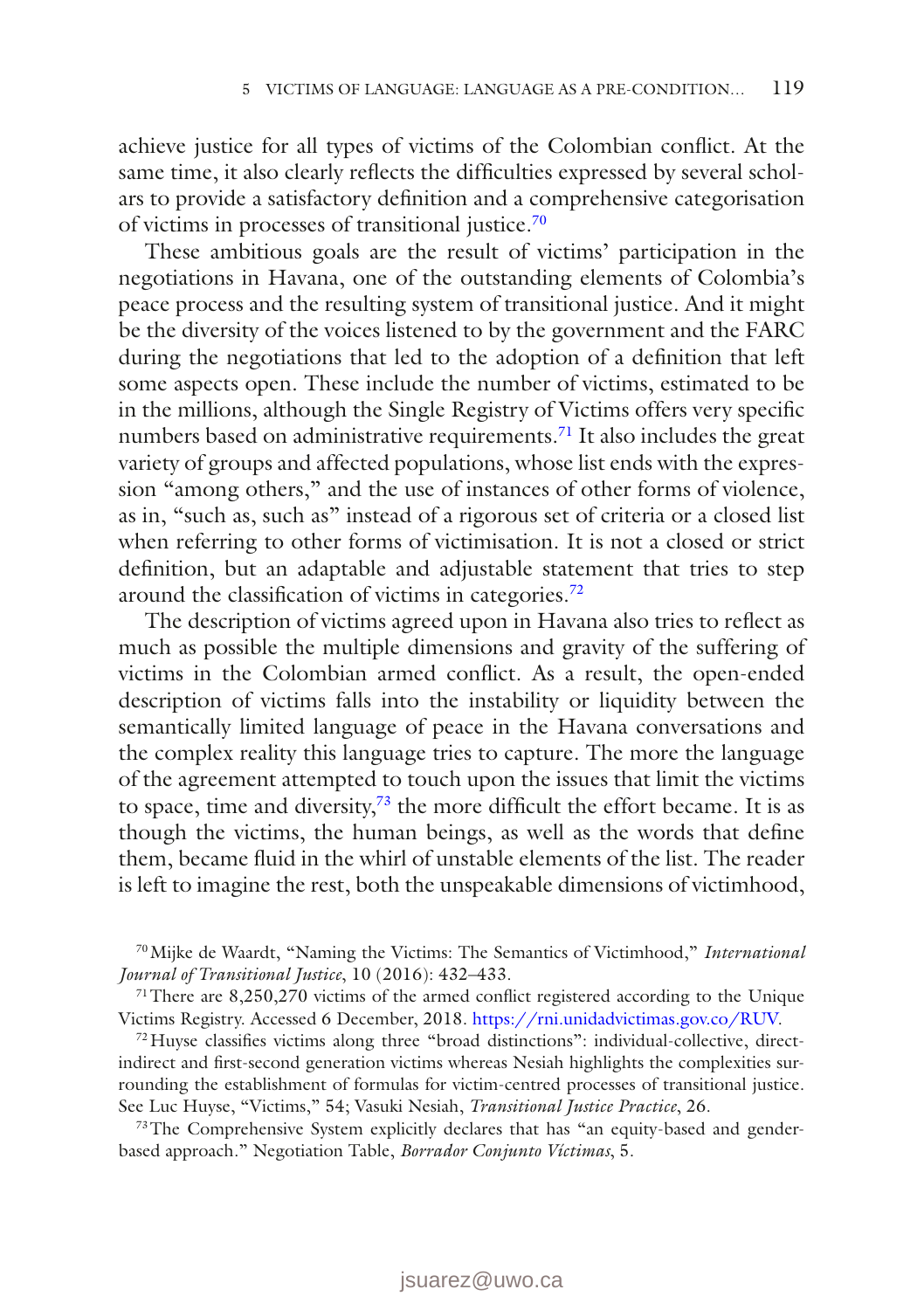achieve justice for all types of victims of the Colombian conflict. At the same time, it also clearly reflects the difficulties expressed by several scholars to provide a satisfactory definition and a comprehensive categorisation of victims in processes of transitional justice.[70]

These ambitious goals are the result of victims' participation in the negotiations in Havana, one of the outstanding elements of Colombia's peace process and the resulting system of transitional justice. And it might be the diversity of the voices listened to by the government and the FARC during the negotiations that led to the adoption of a definition that left some aspects open. These include the number of victims, estimated to be in the millions, although the Single Registry of Victims offers very specific numbers based on administrative requirements.[71] It also includes the great variety of groups and affected populations, whose list ends with the expression "among others," and the use of instances of other forms of violence, as in, "such as, such as" instead of a rigorous set of criteria or a closed list when referring to other forms of victimisation. It is not a closed or strict definition, but an adaptable and adjustable statement that tries to step around the classification of victims in categories.[72]

The description of victims agreed upon in Havana also tries to reflect as much as possible the multiple dimensions and gravity of the suffering of victims in the Colombian armed conflict. As a result, the open-ended description of victims falls into the instability or liquidity between the semantically limited language of peace in the Havana conversations and the complex reality this language tries to capture. The more the language of the agreement attempted to touch upon the issues that limit the victims to space, time and diversity,[73] the more difficult the effort became. It is as though the victims, the human beings, as well as the words that define them, became fluid in the whirl of unstable elements of the list. The reader is left to imagine the rest, both the unspeakable dimensions of victimhood,

[70] Mijke de Waardt, "Naming the Victims: The Semantics of Victimhood," *International Journal of Transitional Justice*, 10 (2016): 432–433.

[71] There are 8,250,270 victims of the armed conflict registered according to the Unique Victims Registry. Accessed 6 December, 2018. https://rni.unidadvictimas.gov.co/RUV.

[72] Huyse classifies victims along three "broad distinctions": individual-collective, direct-indirect and first-second generation victims whereas Nesiah highlights the complexities surrounding the establishment of formulas for victim-centred processes of transitional justice. See Luc Huyse, "Victims," 54; Vasuki Nesiah, *Transitional Justice Practice*, 26.

[73] The Comprehensive System explicitly declares that has "an equity-based and gender-based approach." Negotiation Table, *Borrador Conjunto Víctimas*, 5.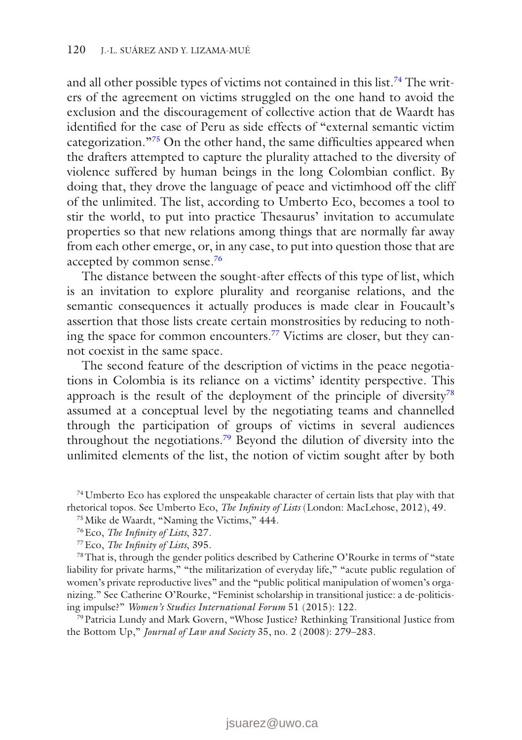and all other possible types of victims not contained in this list.[74] The writers of the agreement on victims struggled on the one hand to avoid the exclusion and the discouragement of collective action that de Waardt has identified for the case of Peru as side effects of "external semantic victim categorization."[75] On the other hand, the same difficulties appeared when the drafters attempted to capture the plurality attached to the diversity of violence suffered by human beings in the long Colombian conflict. By doing that, they drove the language of peace and victimhood off the cliff of the unlimited. The list, according to Umberto Eco, becomes a tool to stir the world, to put into practice Thesaurus' invitation to accumulate properties so that new relations among things that are normally far away from each other emerge, or, in any case, to put into question those that are accepted by common sense.[76]

The distance between the sought-after effects of this type of list, which is an invitation to explore plurality and reorganise relations, and the semantic consequences it actually produces is made clear in Foucault's assertion that those lists create certain monstrosities by reducing to nothing the space for common encounters.[77] Victims are closer, but they cannot coexist in the same space.

The second feature of the description of victims in the peace negotiations in Colombia is its reliance on a victims' identity perspective. This approach is the result of the deployment of the principle of diversity[78] assumed at a conceptual level by the negotiating teams and channelled through the participation of groups of victims in several audiences throughout the negotiations.[79] Beyond the dilution of diversity into the unlimited elements of the list, the notion of victim sought after by both

[74] Umberto Eco has explored the unspeakable character of certain lists that play with that rhetorical topos. See Umberto Eco, *The Infinity of Lists* (London: MacLehose, 2012), 49.

[75] Mike de Waardt, "Naming the Victims," 444.

[76] Eco, *The Infinity of Lists*, 327.

[77] Eco, *The Infinity of Lists*, 395.

[78] That is, through the gender politics described by Catherine O'Rourke in terms of "state liability for private harms," "the militarization of everyday life," "acute public regulation of women's private reproductive lives" and the "public political manipulation of women's organizing." See Catherine O'Rourke, "Feminist scholarship in transitional justice: a de-politicising impulse?" *Women's Studies International Forum* 51 (2015): 122.

[79] Patricia Lundy and Mark Govern, "Whose Justice? Rethinking Transitional Justice from the Bottom Up," *Journal of Law and Society* 35, no. 2 (2008): 279–283.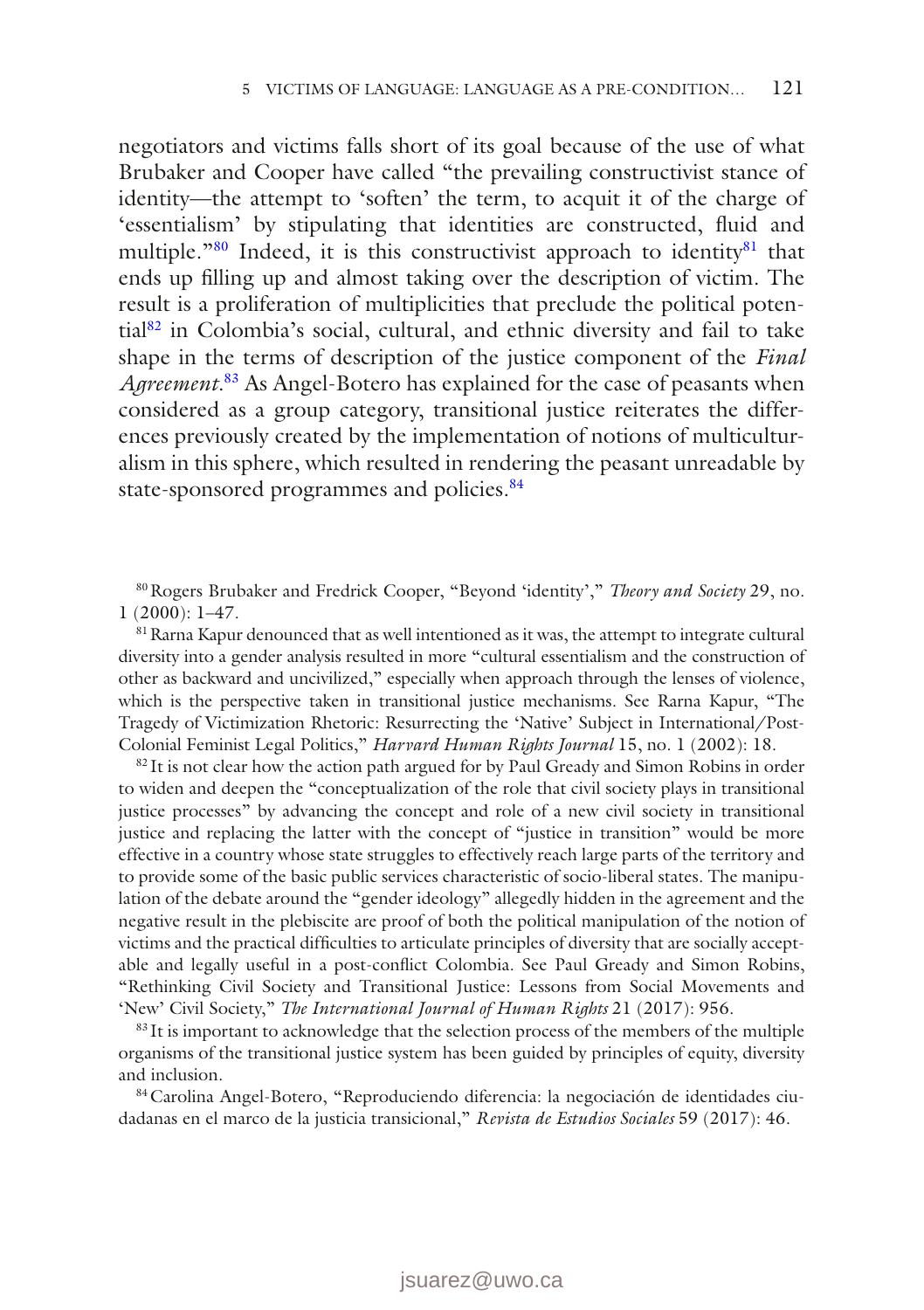negotiators and victims falls short of its goal because of the use of what Brubaker and Cooper have called "the prevailing constructivist stance of identity—the attempt to 'soften' the term, to acquit it of the charge of 'essentialism' by stipulating that identities are constructed, fluid and multiple."[80] Indeed, it is this constructivist approach to identity[81] that ends up filling up and almost taking over the description of victim. The result is a proliferation of multiplicities that preclude the political potential[82] in Colombia's social, cultural, and ethnic diversity and fail to take shape in the terms of description of the justice component of the *Final Agreement*.[83] As Angel-Botero has explained for the case of peasants when considered as a group category, transitional justice reiterates the differences previously created by the implementation of notions of multiculturalism in this sphere, which resulted in rendering the peasant unreadable by state-sponsored programmes and policies.[84]

[80] Rogers Brubaker and Fredrick Cooper, "Beyond 'identity'," *Theory and Society* 29, no. 1 (2000): 1–47.

[81] Rarna Kapur denounced that as well intentioned as it was, the attempt to integrate cultural diversity into a gender analysis resulted in more "cultural essentialism and the construction of other as backward and uncivilized," especially when approach through the lenses of violence, which is the perspective taken in transitional justice mechanisms. See Rarna Kapur, "The Tragedy of Victimization Rhetoric: Resurrecting the 'Native' Subject in International/Post-Colonial Feminist Legal Politics," *Harvard Human Rights Journal* 15, no. 1 (2002): 18.

[82] It is not clear how the action path argued for by Paul Gready and Simon Robins in order to widen and deepen the "conceptualization of the role that civil society plays in transitional justice processes" by advancing the concept and role of a new civil society in transitional justice and replacing the latter with the concept of "justice in transition" would be more effective in a country whose state struggles to effectively reach large parts of the territory and to provide some of the basic public services characteristic of socio-liberal states. The manipulation of the debate around the "gender ideology" allegedly hidden in the agreement and the negative result in the plebiscite are proof of both the political manipulation of the notion of victims and the practical difficulties to articulate principles of diversity that are socially acceptable and legally useful in a post-conflict Colombia. See Paul Gready and Simon Robins, "Rethinking Civil Society and Transitional Justice: Lessons from Social Movements and 'New' Civil Society," *The International Journal of Human Rights* 21 (2017): 956.

[83] It is important to acknowledge that the selection process of the members of the multiple organisms of the transitional justice system has been guided by principles of equity, diversity and inclusion.

[84] Carolina Angel-Botero, "Reproduciendo diferencia: la negociación de identidades ciudadanas en el marco de la justicia transicional," *Revista de Estudios Sociales* 59 (2017): 46.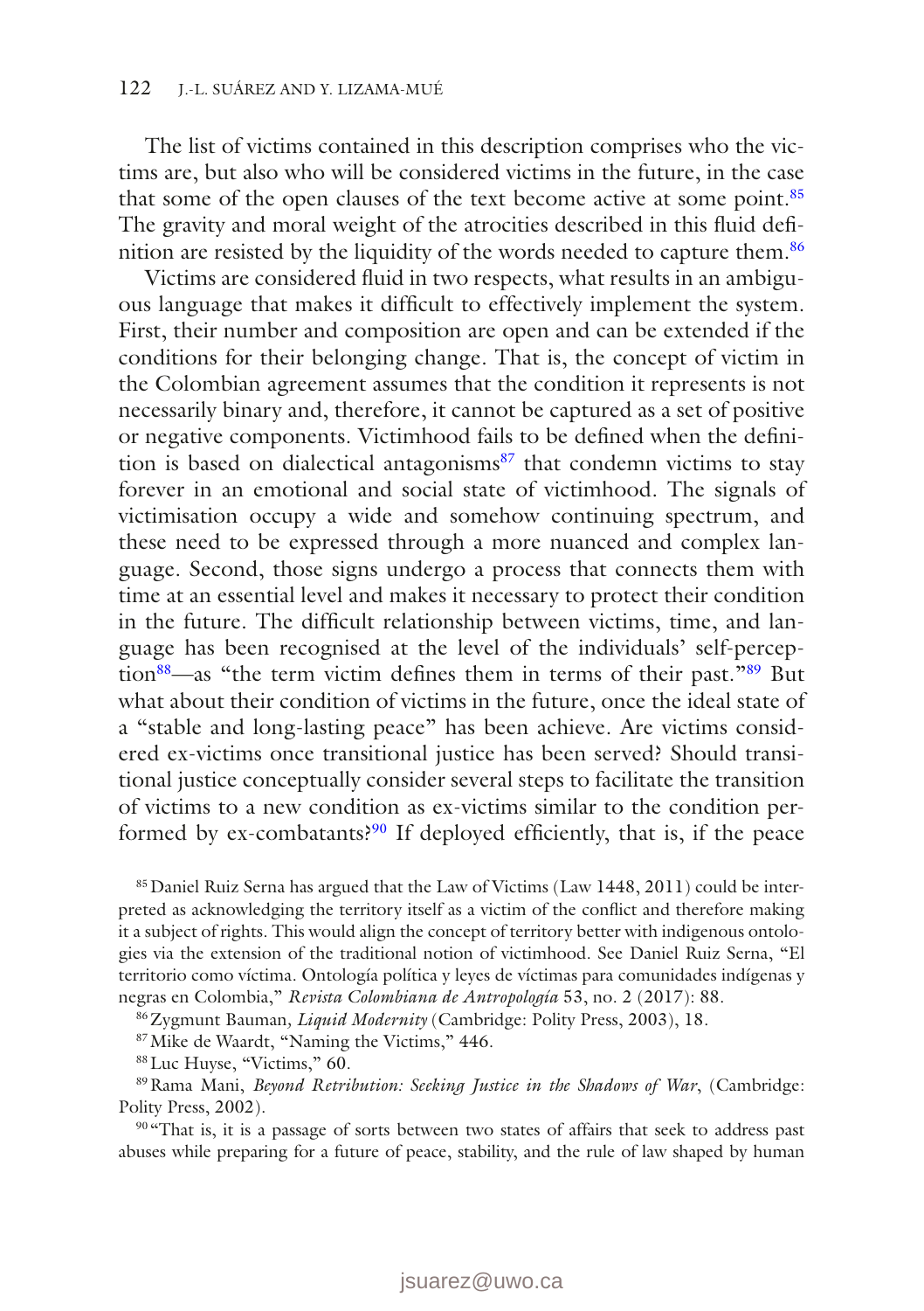The list of victims contained in this description comprises who the victims are, but also who will be considered victims in the future, in the case that some of the open clauses of the text become active at some point.[85] The gravity and moral weight of the atrocities described in this fluid definition are resisted by the liquidity of the words needed to capture them.[86]

Victims are considered fluid in two respects, what results in an ambiguous language that makes it difficult to effectively implement the system. First, their number and composition are open and can be extended if the conditions for their belonging change. That is, the concept of victim in the Colombian agreement assumes that the condition it represents is not necessarily binary and, therefore, it cannot be captured as a set of positive or negative components. Victimhood fails to be defined when the definition is based on dialectical antagonisms[87] that condemn victims to stay forever in an emotional and social state of victimhood. The signals of victimisation occupy a wide and somehow continuing spectrum, and these need to be expressed through a more nuanced and complex language. Second, those signs undergo a process that connects them with time at an essential level and makes it necessary to protect their condition in the future. The difficult relationship between victims, time, and language has been recognised at the level of the individuals' self-perception[88]—as "the term victim defines them in terms of their past."[89] But what about their condition of victims in the future, once the ideal state of a "stable and long-lasting peace" has been achieve. Are victims considered ex-victims once transitional justice has been served? Should transitional justice conceptually consider several steps to facilitate the transition of victims to a new condition as ex-victims similar to the condition performed by ex-combatants?[90] If deployed efficiently, that is, if the peace

[85] Daniel Ruiz Serna has argued that the Law of Victims (Law 1448, 2011) could be interpreted as acknowledging the territory itself as a victim of the conflict and therefore making it a subject of rights. This would align the concept of territory better with indigenous ontologies via the extension of the traditional notion of victimhood. See Daniel Ruiz Serna, "El territorio como víctima. Ontología política y leyes de víctimas para comunidades indígenas y negras en Colombia," *Revista Colombiana de Antropología* 53, no. 2 (2017): 88.

[86] Zygmunt Bauman, *Liquid Modernity* (Cambridge: Polity Press, 2003), 18.

[87] Mike de Waardt, "Naming the Victims," 446.

[88] Luc Huyse, "Victims," 60.

[89] Rama Mani, *Beyond Retribution: Seeking Justice in the Shadows of War*, (Cambridge: Polity Press, 2002).

[90] "That is, it is a passage of sorts between two states of affairs that seek to address past abuses while preparing for a future of peace, stability, and the rule of law shaped by human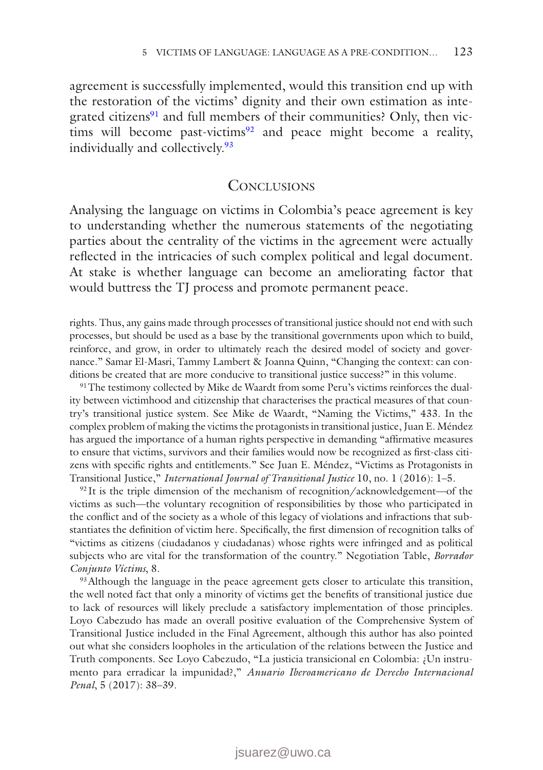agreement is successfully implemented, would this transition end up with the restoration of the victims' dignity and their own estimation as integrated citizens[91] and full members of their communities? Only, then victims will become past-victims[92] and peace might become a reality, individually and collectively.[93]

## Conclusions

Analysing the language on victims in Colombia's peace agreement is key to understanding whether the numerous statements of the negotiating parties about the centrality of the victims in the agreement were actually reflected in the intricacies of such complex political and legal document. At stake is whether language can become an ameliorating factor that would buttress the TJ process and promote permanent peace.

rights. Thus, any gains made through processes of transitional justice should not end with such processes, but should be used as a base by the transitional governments upon which to build, reinforce, and grow, in order to ultimately reach the desired model of society and governance." Samar El-Masri, Tammy Lambert & Joanna Quinn, "Changing the context: can conditions be created that are more conducive to transitional justice success?" in this volume.

[91] The testimony collected by Mike de Waardt from some Peru's victims reinforces the duality between victimhood and citizenship that characterises the practical measures of that country's transitional justice system. See Mike de Waardt, "Naming the Victims," 433. In the complex problem of making the victims the protagonists in transitional justice, Juan E. Méndez has argued the importance of a human rights perspective in demanding "affirmative measures to ensure that victims, survivors and their families would now be recognized as first-class citizens with specific rights and entitlements." See Juan E. Méndez, "Victims as Protagonists in Transitional Justice," *International Journal of Transitional Justice* 10, no. 1 (2016): 1–5.

[92] It is the triple dimension of the mechanism of recognition/acknowledgement—of the victims as such—the voluntary recognition of responsibilities by those who participated in the conflict and of the society as a whole of this legacy of violations and infractions that substantiates the definition of victim here. Specifically, the first dimension of recognition talks of "victims as citizens (ciudadanos y ciudadanas) whose rights were infringed and as political subjects who are vital for the transformation of the country." Negotiation Table, *Borrador Conjunto Víctimas*, 8.

[93] Although the language in the peace agreement gets closer to articulate this transition, the well noted fact that only a minority of victims get the benefits of transitional justice due to lack of resources will likely preclude a satisfactory implementation of those principles. Loyo Cabezudo has made an overall positive evaluation of the Comprehensive System of Transitional Justice included in the Final Agreement, although this author has also pointed out what she considers loopholes in the articulation of the relations between the Justice and Truth components. See Loyo Cabezudo, "La justicia transicional en Colombia: ¿Un instrumento para erradicar la impunidad?," *Anuario Iberoamericano de Derecho Internacional Penal*, 5 (2017): 38–39.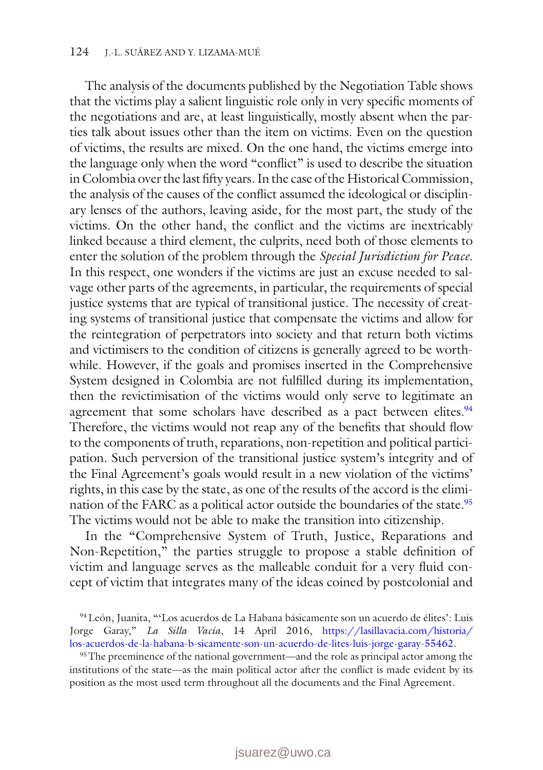The analysis of the documents published by the Negotiation Table shows that the victims play a salient linguistic role only in very specific moments of the negotiations and are, at least linguistically, mostly absent when the parties talk about issues other than the item on victims. Even on the question of victims, the results are mixed. On the one hand, the victims emerge into the language only when the word "conflict" is used to describe the situation in Colombia over the last fifty years. In the case of the Historical Commission, the analysis of the causes of the conflict assumed the ideological or disciplinary lenses of the authors, leaving aside, for the most part, the study of the victims. On the other hand, the conflict and the victims are inextricably linked because a third element, the culprits, need both of those elements to enter the solution of the problem through the *Special Jurisdiction for Peace*. In this respect, one wonders if the victims are just an excuse needed to salvage other parts of the agreements, in particular, the requirements of special justice systems that are typical of transitional justice. The necessity of creating systems of transitional justice that compensate the victims and allow for the reintegration of perpetrators into society and that return both victims and victimisers to the condition of citizens is generally agreed to be worthwhile. However, if the goals and promises inserted in the Comprehensive System designed in Colombia are not fulfilled during its implementation, then the revictimisation of the victims would only serve to legitimate an agreement that some scholars have described as a pact between elites.[94] Therefore, the victims would not reap any of the benefits that should flow to the components of truth, reparations, non-repetition and political participation. Such perversion of the transitional justice system's integrity and of the Final Agreement's goals would result in a new violation of the victims' rights, in this case by the state, as one of the results of the accord is the elimination of the FARC as a political actor outside the boundaries of the state.[95] The victims would not be able to make the transition into citizenship.

In the "Comprehensive System of Truth, Justice, Reparations and Non-Repetition," the parties struggle to propose a stable definition of victim and language serves as the malleable conduit for a very fluid concept of victim that integrates many of the ideas coined by postcolonial and

[94] León, Juanita, "'Los acuerdos de La Habana básicamente son un acuerdo de élites': Luis Jorge Garay," *La Silla Vacía*, 14 April 2016, https://lasillavacia.com/historia/los-acuerdos-de-la-habana-b-sicamente-son-un-acuerdo-de-lites-luis-jorge-garay-55462.

[95] The preeminence of the national government—and the role as principal actor among the institutions of the state—as the main political actor after the conflict is made evident by its position as the most used term throughout all the documents and the Final Agreement.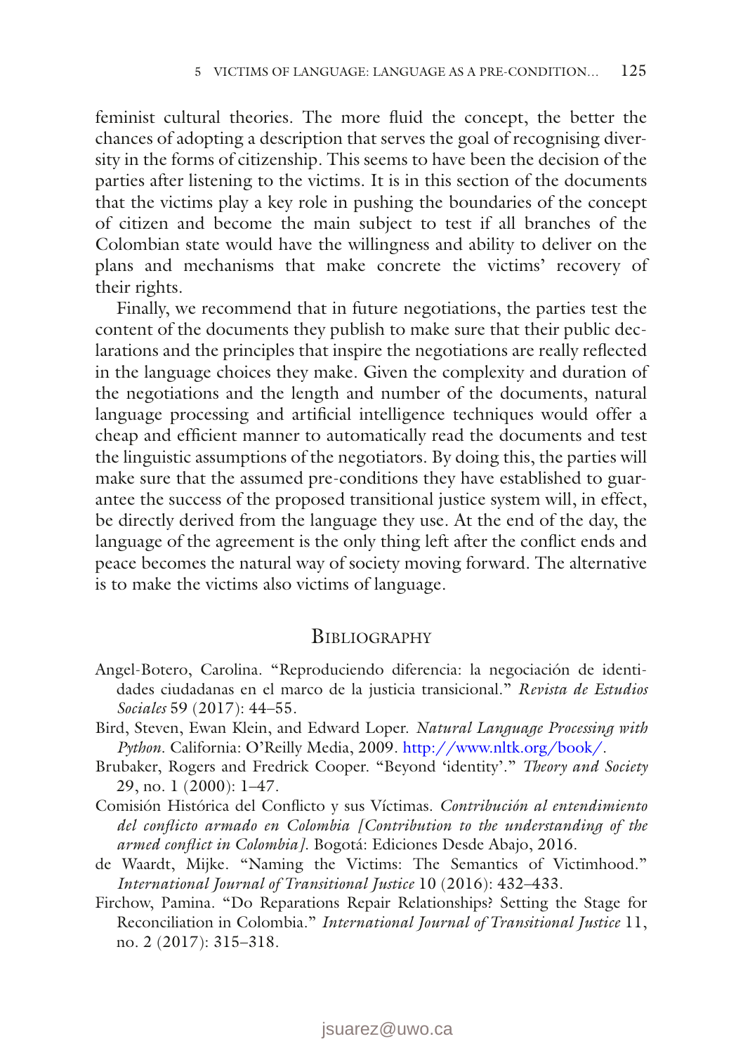feminist cultural theories. The more fluid the concept, the better the chances of adopting a description that serves the goal of recognising diversity in the forms of citizenship. This seems to have been the decision of the parties after listening to the victims. It is in this section of the documents that the victims play a key role in pushing the boundaries of the concept of citizen and become the main subject to test if all branches of the Colombian state would have the willingness and ability to deliver on the plans and mechanisms that make concrete the victims' recovery of their rights.

Finally, we recommend that in future negotiations, the parties test the content of the documents they publish to make sure that their public declarations and the principles that inspire the negotiations are really reflected in the language choices they make. Given the complexity and duration of the negotiations and the length and number of the documents, natural language processing and artificial intelligence techniques would offer a cheap and efficient manner to automatically read the documents and test the linguistic assumptions of the negotiators. By doing this, the parties will make sure that the assumed pre-conditions they have established to guarantee the success of the proposed transitional justice system will, in effect, be directly derived from the language they use. At the end of the day, the language of the agreement is the only thing left after the conflict ends and peace becomes the natural way of society moving forward. The alternative is to make the victims also victims of language.

## Bibliography

Angel-Botero, Carolina. "Reproduciendo diferencia: la negociación de identidades ciudadanas en el marco de la justicia transicional." *Revista de Estudios Sociales* 59 (2017): 44–55.

Bird, Steven, Ewan Klein, and Edward Loper. *Natural Language Processing with Python*. California: O'Reilly Media, 2009. http://www.nltk.org/book/.

Brubaker, Rogers and Fredrick Cooper. "Beyond 'identity'." *Theory and Society* 29, no. 1 (2000): 1–47.

Comisión Histórica del Conflicto y sus Víctimas. *Contribución al entendimiento del conflicto armado en Colombia [Contribution to the understanding of the armed conflict in Colombia]*. Bogotá: Ediciones Desde Abajo, 2016.

de Waardt, Mijke. "Naming the Victims: The Semantics of Victimhood." *International Journal of Transitional Justice* 10 (2016): 432–433.

Firchow, Pamina. "Do Reparations Repair Relationships? Setting the Stage for Reconciliation in Colombia." *International Journal of Transitional Justice* 11, no. 2 (2017): 315–318.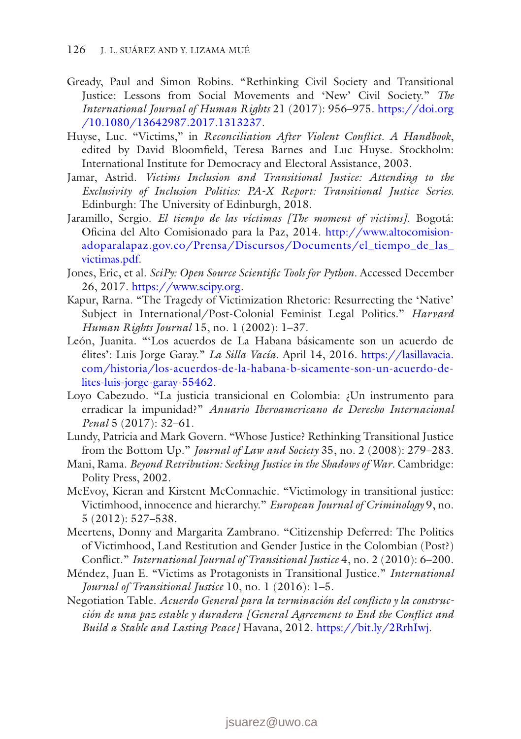Gready, Paul and Simon Robins. "Rethinking Civil Society and Transitional Justice: Lessons from Social Movements and 'New' Civil Society." *The International Journal of Human Rights* 21 (2017): 956–975. https://doi.org/10.1080/13642987.2017.1313237.

Huyse, Luc. "Victims," in *Reconciliation After Violent Conflict. A Handbook*, edited by David Bloomfield, Teresa Barnes and Luc Huyse. Stockholm: International Institute for Democracy and Electoral Assistance, 2003.

Jamar, Astrid. *Victims Inclusion and Transitional Justice: Attending to the Exclusivity of Inclusion Politics: PA-X Report: Transitional Justice Series.* Edinburgh: The University of Edinburgh, 2018.

Jaramillo, Sergio. *El tiempo de las víctimas [The moment of victims].* Bogotá: Oficina del Alto Comisionado para la Paz, 2014. http://www.altocomisionadoparalapaz.gov.co/Prensa/Discursos/Documents/el_tiempo_de_las_victimas.pdf.

Jones, Eric, et al. *SciPy: Open Source Scientific Tools for Python*. Accessed December 26, 2017. https://www.scipy.org.

Kapur, Rarna. "The Tragedy of Victimization Rhetoric: Resurrecting the 'Native' Subject in International/Post-Colonial Feminist Legal Politics." *Harvard Human Rights Journal* 15, no. 1 (2002): 1–37.

León, Juanita. "'Los acuerdos de La Habana básicamente son un acuerdo de élites': Luis Jorge Garay." *La Silla Vacía*. April 14, 2016. https://lasillavacia.com/historia/los-acuerdos-de-la-habana-b-sicamente-son-un-acuerdo-de-lites-luis-jorge-garay-55462.

Loyo Cabezudo. "La justicia transicional en Colombia: ¿Un instrumento para erradicar la impunidad?" *Anuario Iberoamericano de Derecho Internacional Penal* 5 (2017): 32–61.

Lundy, Patricia and Mark Govern. "Whose Justice? Rethinking Transitional Justice from the Bottom Up." *Journal of Law and Society* 35, no. 2 (2008): 279–283.

Mani, Rama. *Beyond Retribution: Seeking Justice in the Shadows of War*. Cambridge: Polity Press, 2002.

McEvoy, Kieran and Kirstent McConnachie. "Victimology in transitional justice: Victimhood, innocence and hierarchy." *European Journal of Criminology* 9, no. 5 (2012): 527–538.

Meertens, Donny and Margarita Zambrano. "Citizenship Deferred: The Politics of Victimhood, Land Restitution and Gender Justice in the Colombian (Post?) Conflict." *International Journal of Transitional Justice* 4, no. 2 (2010): 6–200.

Méndez, Juan E. "Victims as Protagonists in Transitional Justice." *International Journal of Transitional Justice* 10, no. 1 (2016): 1–5.

Negotiation Table. *Acuerdo General para la terminación del conflicto y la construcción de una paz estable y duradera [General Agreement to End the Conflict and Build a Stable and Lasting Peace]* Havana, 2012. https://bit.ly/2RrhIwj.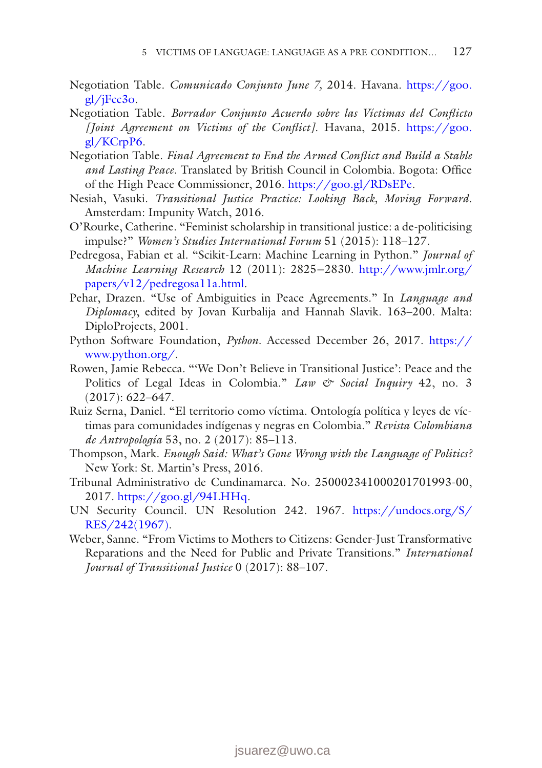Negotiation Table. *Comunicado Conjunto June 7,* 2014. Havana. https://goo.gl/jFcc3o.

Negotiation Table. *Borrador Conjunto Acuerdo sobre las Víctimas del Conflicto [Joint Agreement on Victims of the Conflict]*. Havana, 2015. https://goo.gl/KCrpP6.

Negotiation Table. *Final Agreement to End the Armed Conflict and Build a Stable and Lasting Peace*. Translated by British Council in Colombia. Bogota: Office of the High Peace Commissioner, 2016. https://goo.gl/RDsEPe.

Nesiah, Vasuki. *Transitional Justice Practice: Looking Back, Moving Forward*. Amsterdam: Impunity Watch, 2016.

O'Rourke, Catherine. "Feminist scholarship in transitional justice: a de-politicising impulse?" *Women's Studies International Forum* 51 (2015): 118–127.

Pedregosa, Fabian et al. "Scikit-Learn: Machine Learning in Python." *Journal of Machine Learning Research* 12 (2011): 2825–2830. http://www.jmlr.org/papers/v12/pedregosa11a.html.

Pehar, Drazen. "Use of Ambiguities in Peace Agreements." In *Language and Diplomacy*, edited by Jovan Kurbalija and Hannah Slavik. 163–200. Malta: DiploProjects, 2001.

Python Software Foundation, *Python*. Accessed December 26, 2017. https://www.python.org/.

Rowen, Jamie Rebecca. "'We Don't Believe in Transitional Justice': Peace and the Politics of Legal Ideas in Colombia." *Law & Social Inquiry* 42, no. 3 (2017): 622–647.

Ruiz Serna, Daniel. "El territorio como víctima. Ontología política y leyes de víctimas para comunidades indígenas y negras en Colombia." *Revista Colombiana de Antropología* 53, no. 2 (2017): 85–113.

Thompson, Mark. *Enough Said: What's Gone Wrong with the Language of Politics?* New York: St. Martin's Press, 2016.

Tribunal Administrativo de Cundinamarca. No. 25000234100020170199 3-00, 2017. https://goo.gl/94LHHq.

UN Security Council. UN Resolution 242. 1967. https://undocs.org/S/RES/242(1967).

Weber, Sanne. "From Victims to Mothers to Citizens: Gender-Just Transformative Reparations and the Need for Public and Private Transitions." *International Journal of Transitional Justice* 0 (2017): 88–107.